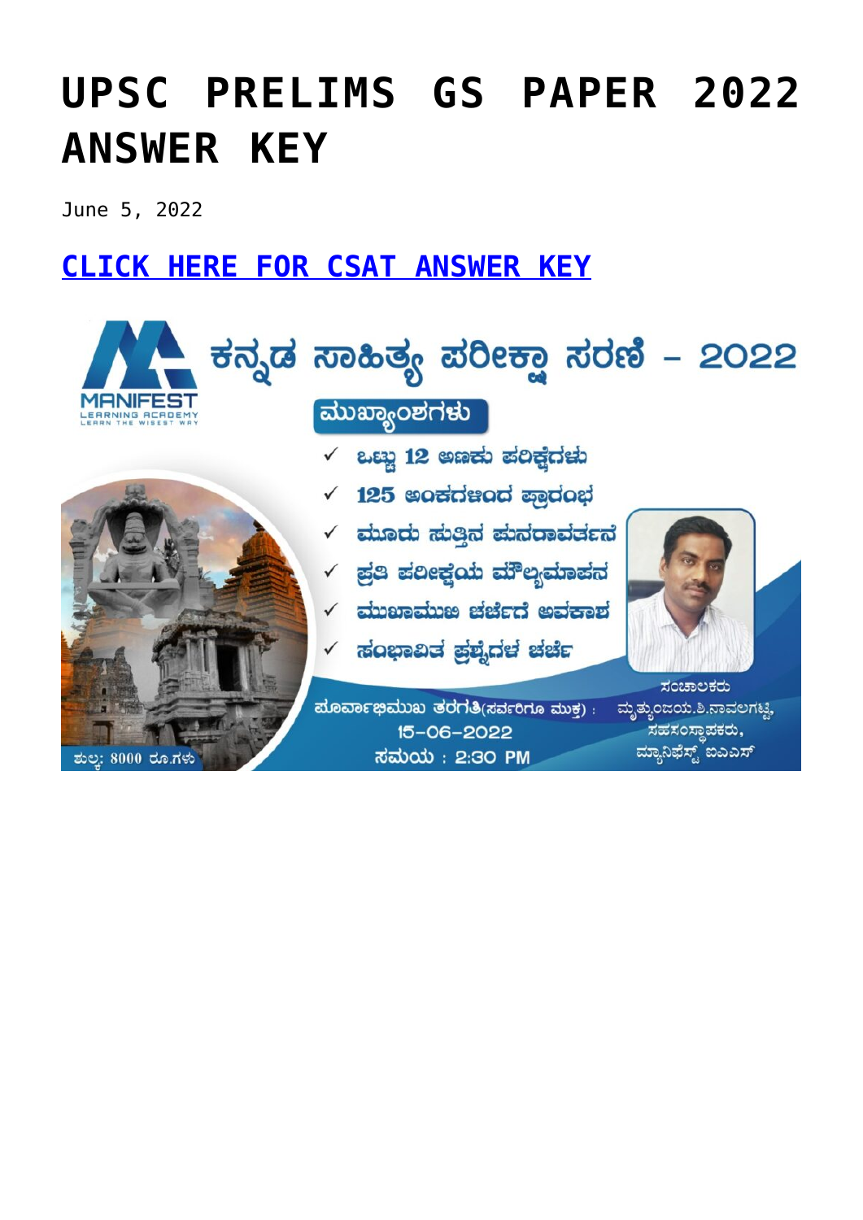# UPSC PRELIMS GS PAPER 2022 ANSWER KEY

June 5, 2022

## CLICK HERE FOR CSAT ANSWER KEY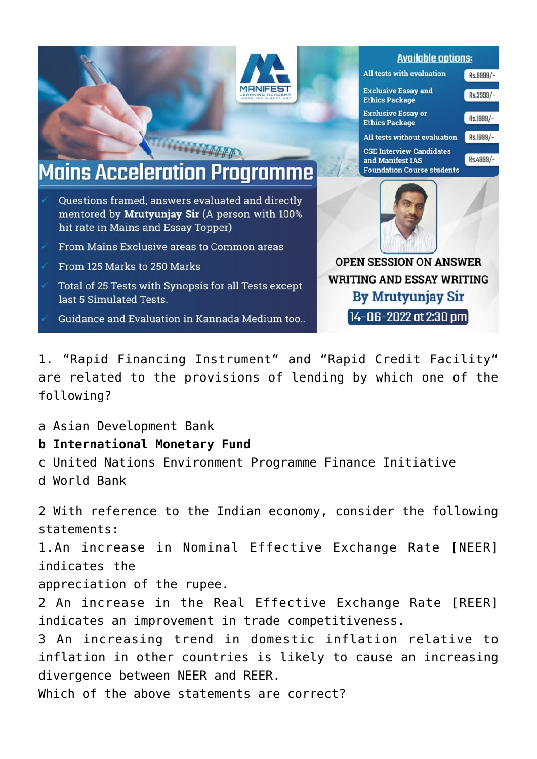# Mains Acceleration Programme

MANIFEST LEARNING ACADEMY

- Questions framed, answers evaluated and directly mentored by **Mrutyunjay Sir** (A person with 100% hit rate in Mains and Essay Topper)
- From Mains Exclusive areas to Common areas
- From 125 Marks to 250 Marks
- Total of 25 Tests with Synopsis for all Tests except last 5 Simulated Tests.
- Guidance and Evaluation in Kannada Medium too..

**Available options:**

| Option | Price |
|---|---|
| All tests with evaluation | Rs.9999/- |
| Exclusive Essay and Ethics Package | Rs.3999/- |
| Exclusive Essay or Ethics Package | Rs.1999/- |
| All tests without evaluation | Rs.1999/- |
| CSE Interview Candidates and Manifest IAS Foundation Course students | Rs.4999/- |

**OPEN SESSION ON ANSWER WRITING AND ESSAY WRITING**

**By Mrutyunjay Sir**

**14-06-2022 at 2:30 pm**

1. "Rapid Financing Instrument" and "Rapid Credit Facility" are related to the provisions of lending by which one of the following?

a Asian Development Bank
**b International Monetary Fund**
c United Nations Environment Programme Finance Initiative
d World Bank

2 With reference to the Indian economy, consider the following statements:
1.An increase in Nominal Effective Exchange Rate [NEER] indicates the appreciation of the rupee.
2 An increase in the Real Effective Exchange Rate [REER] indicates an improvement in trade competitiveness.
3 An increasing trend in domestic inflation relative to inflation in other countries is likely to cause an increasing divergence between NEER and REER.
Which of the above statements are correct?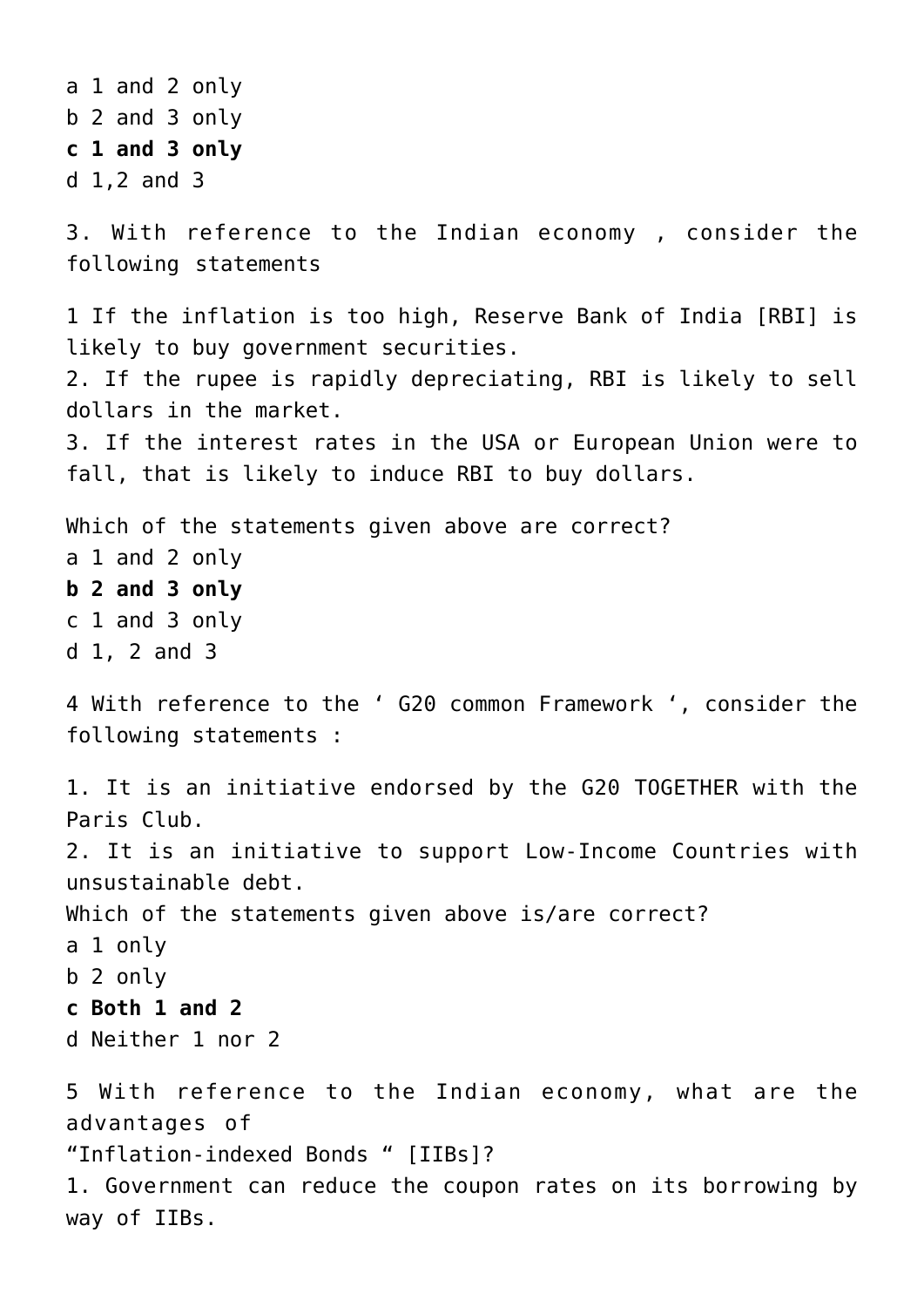a 1 and 2 only
b 2 and 3 only
**c 1 and 3 only**
d 1,2 and 3

3. With reference to the Indian economy , consider the following statements

1 If the inflation is too high, Reserve Bank of India [RBI] is likely to buy government securities.
2. If the rupee is rapidly depreciating, RBI is likely to sell dollars in the market.
3. If the interest rates in the USA or European Union were to fall, that is likely to induce RBI to buy dollars.

Which of the statements given above are correct?
a 1 and 2 only
**b 2 and 3 only**
c 1 and 3 only
d 1, 2 and 3

4 With reference to the ‘ G20 common Framework ‘, consider the following statements :

1. It is an initiative endorsed by the G20 TOGETHER with the Paris Club.
2. It is an initiative to support Low-Income Countries with unsustainable debt.
Which of the statements given above is/are correct?
a 1 only
b 2 only
**c Both 1 and 2**
d Neither 1 nor 2

5 With reference to the Indian economy, what are the advantages of
“Inflation-indexed Bonds “ [IIBs]?
1. Government can reduce the coupon rates on its borrowing by way of IIBs.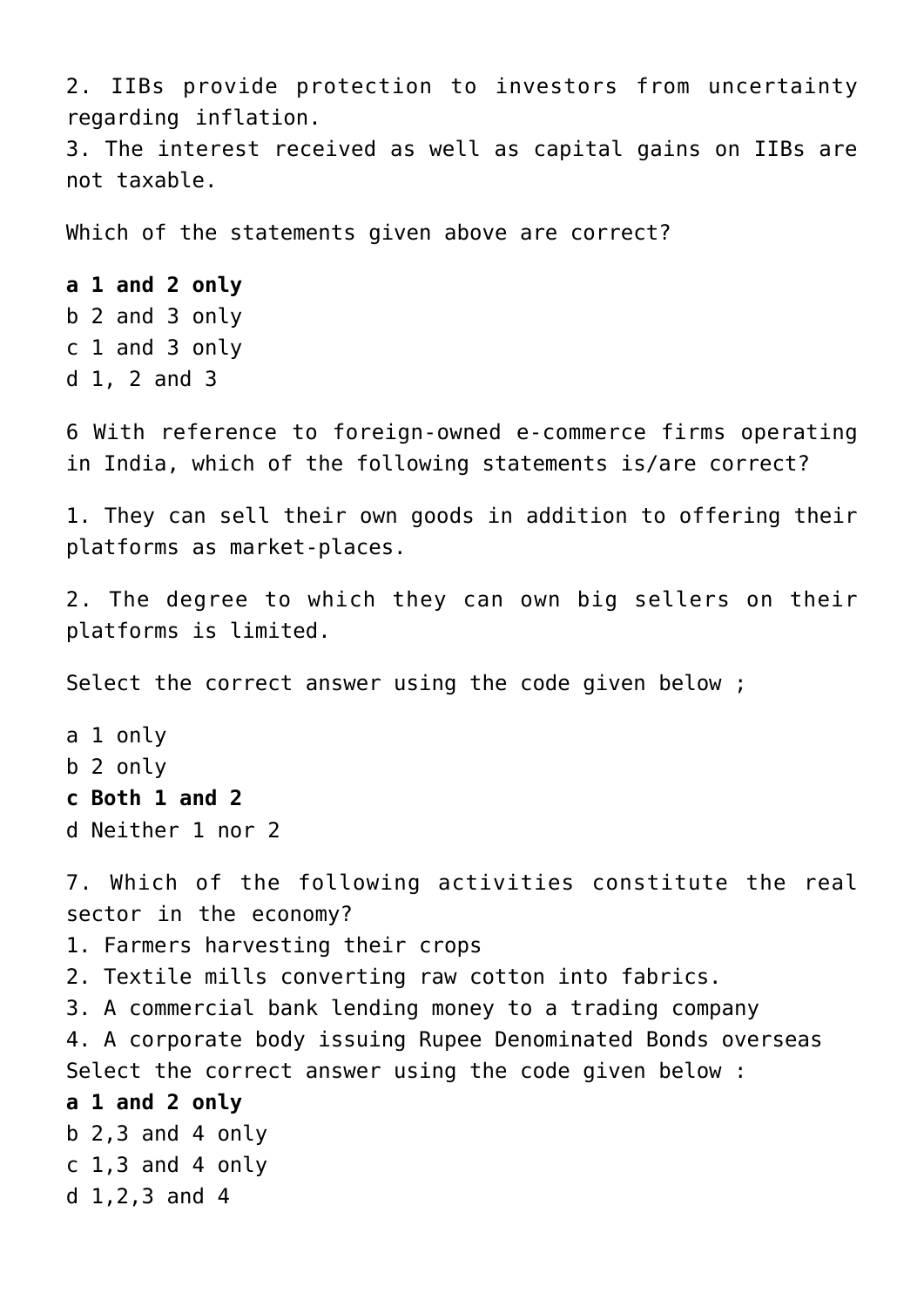2. IIBs provide protection to investors from uncertainty regarding inflation.
3. The interest received as well as capital gains on IIBs are not taxable.

Which of the statements given above are correct?

**a 1 and 2 only**
b 2 and 3 only
c 1 and 3 only
d 1, 2 and 3

6 With reference to foreign-owned e-commerce firms operating in India, which of the following statements is/are correct?

1. They can sell their own goods in addition to offering their platforms as market-places.

2. The degree to which they can own big sellers on their platforms is limited.

Select the correct answer using the code given below ;

a 1 only
b 2 only
**c Both 1 and 2**
d Neither 1 nor 2

7. Which of the following activities constitute the real sector in the economy?
1. Farmers harvesting their crops
2. Textile mills converting raw cotton into fabrics.
3. A commercial bank lending money to a trading company
4. A corporate body issuing Rupee Denominated Bonds overseas
Select the correct answer using the code given below :
**a 1 and 2 only**
b 2,3 and 4 only
c 1,3 and 4 only
d 1,2,3 and 4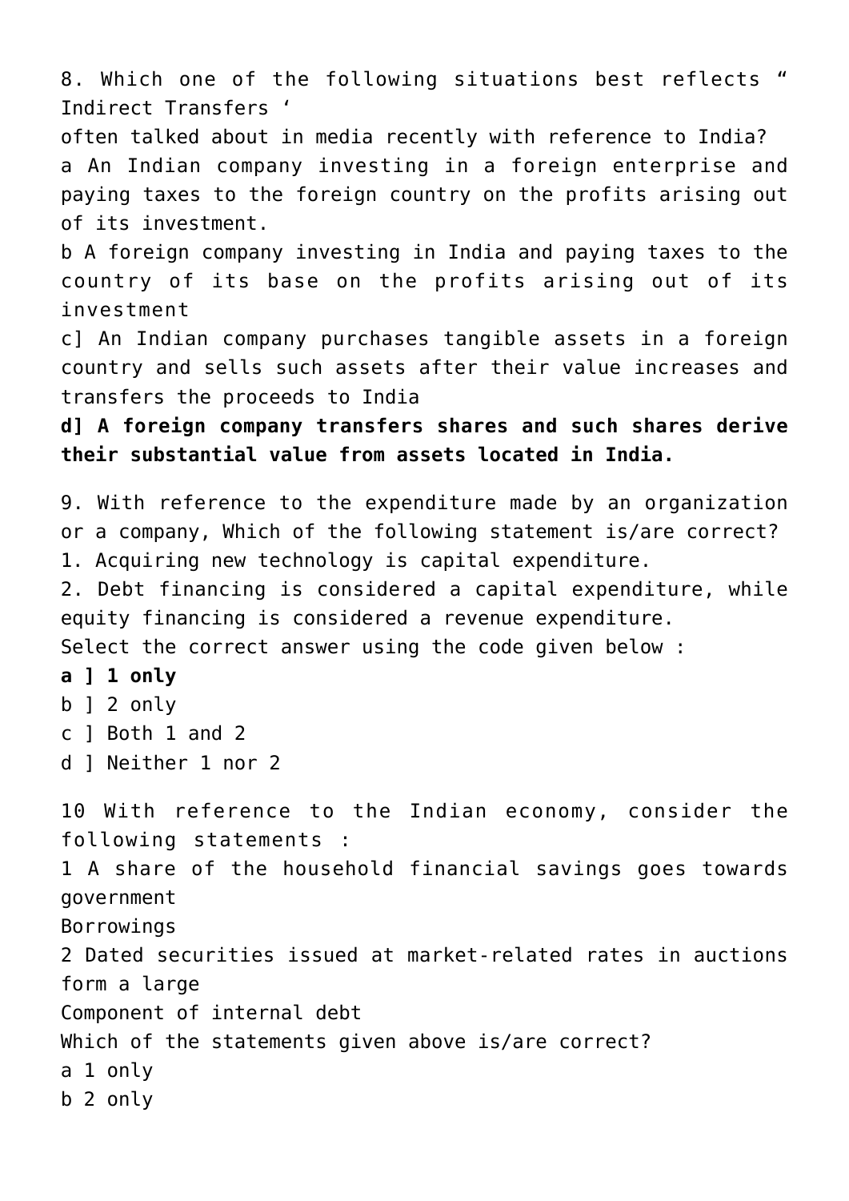8. Which one of the following situations best reflects " Indirect Transfers '
often talked about in media recently with reference to India?
a An Indian company investing in a foreign enterprise and paying taxes to the foreign country on the profits arising out of its investment.
b A foreign company investing in India and paying taxes to the country of its base on the profits arising out of its investment
c] An Indian company purchases tangible assets in a foreign country and sells such assets after their value increases and transfers the proceeds to India
**d] A foreign company transfers shares and such shares derive their substantial value from assets located in India.**

9. With reference to the expenditure made by an organization or a company, Which of the following statement is/are correct?
1. Acquiring new technology is capital expenditure.
2. Debt financing is considered a capital expenditure, while equity financing is considered a revenue expenditure.
Select the correct answer using the code given below :
**a ] 1 only**
b ] 2 only
c ] Both 1 and 2
d ] Neither 1 nor 2

10 With reference to the Indian economy, consider the following statements :
1 A share of the household financial savings goes towards government
Borrowings
2 Dated securities issued at market-related rates in auctions form a large
Component of internal debt
Which of the statements given above is/are correct?
a 1 only
b 2 only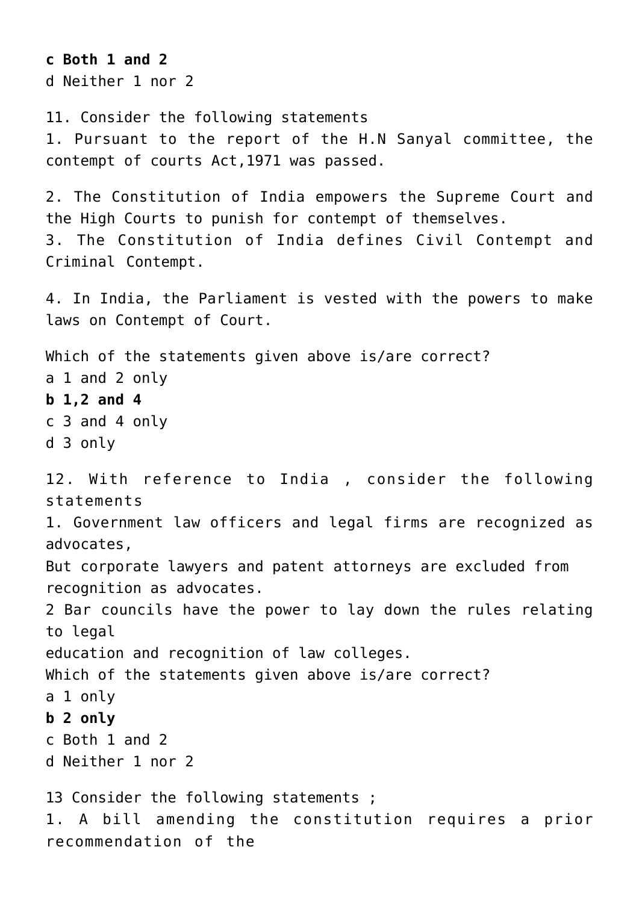**c Both 1 and 2**
d Neither 1 nor 2

11. Consider the following statements
1. Pursuant to the report of the H.N Sanyal committee, the contempt of courts Act,1971 was passed.

2. The Constitution of India empowers the Supreme Court and the High Courts to punish for contempt of themselves.
3. The Constitution of India defines Civil Contempt and Criminal Contempt.

4. In India, the Parliament is vested with the powers to make laws on Contempt of Court.

Which of the statements given above is/are correct?
a 1 and 2 only
**b 1,2 and 4**
c 3 and 4 only
d 3 only

12. With reference to India , consider the following statements
1. Government law officers and legal firms are recognized as advocates,
But corporate lawyers and patent attorneys are excluded from recognition as advocates.
2 Bar councils have the power to lay down the rules relating to legal
education and recognition of law colleges.
Which of the statements given above is/are correct?
a 1 only
**b 2 only**
c Both 1 and 2
d Neither 1 nor 2

13 Consider the following statements ;
1. A bill amending the constitution requires a prior recommendation of the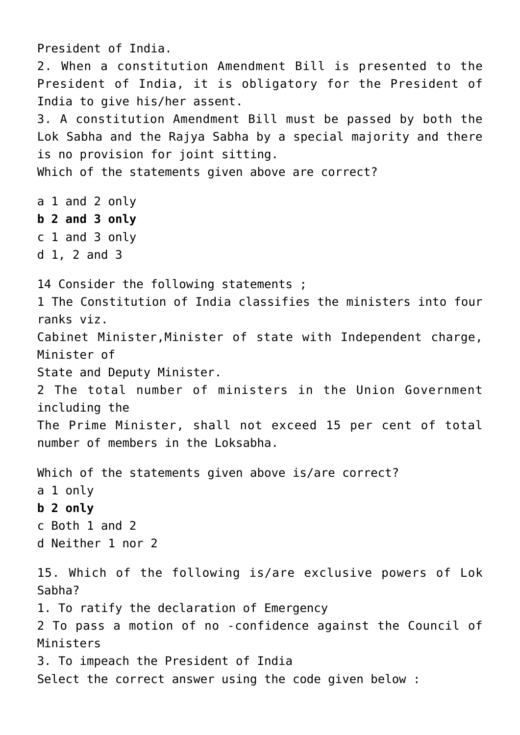President of India.

2. When a constitution Amendment Bill is presented to the President of India, it is obligatory for the President of India to give his/her assent.

3. A constitution Amendment Bill must be passed by both the Lok Sabha and the Rajya Sabha by a special majority and there is no provision for joint sitting.

Which of the statements given above are correct?

a 1 and 2 only

**b 2 and 3 only**

c 1 and 3 only

d 1, 2 and 3

14 Consider the following statements ;

1 The Constitution of India classifies the ministers into four ranks viz.
Cabinet Minister,Minister of state with Independent charge, Minister of
State and Deputy Minister.

2 The total number of ministers in the Union Government including the
The Prime Minister, shall not exceed 15 per cent of total number of members in the Loksabha.

Which of the statements given above is/are correct?

a 1 only

**b 2 only**

c Both 1 and 2

d Neither 1 nor 2

15. Which of the following is/are exclusive powers of Lok Sabha?

1. To ratify the declaration of Emergency

2 To pass a motion of no -confidence against the Council of Ministers

3. To impeach the President of India

Select the correct answer using the code given below :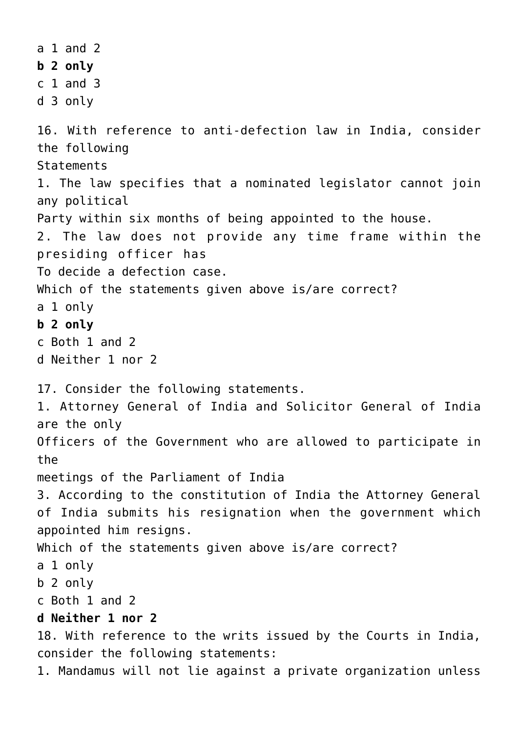a 1 and 2
**b 2 only**
c 1 and 3
d 3 only

16. With reference to anti-defection law in India, consider the following
Statements
1. The law specifies that a nominated legislator cannot join any political
Party within six months of being appointed to the house.
2. The law does not provide any time frame within the presiding officer has
To decide a defection case.
Which of the statements given above is/are correct?
a 1 only
**b 2 only**
c Both 1 and 2
d Neither 1 nor 2

17. Consider the following statements.
1. Attorney General of India and Solicitor General of India are the only
Officers of the Government who are allowed to participate in the
meetings of the Parliament of India
3. According to the constitution of India the Attorney General of India submits his resignation when the government which appointed him resigns.
Which of the statements given above is/are correct?
a 1 only
b 2 only
c Both 1 and 2
**d Neither 1 nor 2**
18. With reference to the writs issued by the Courts in India, consider the following statements:
1. Mandamus will not lie against a private organization unless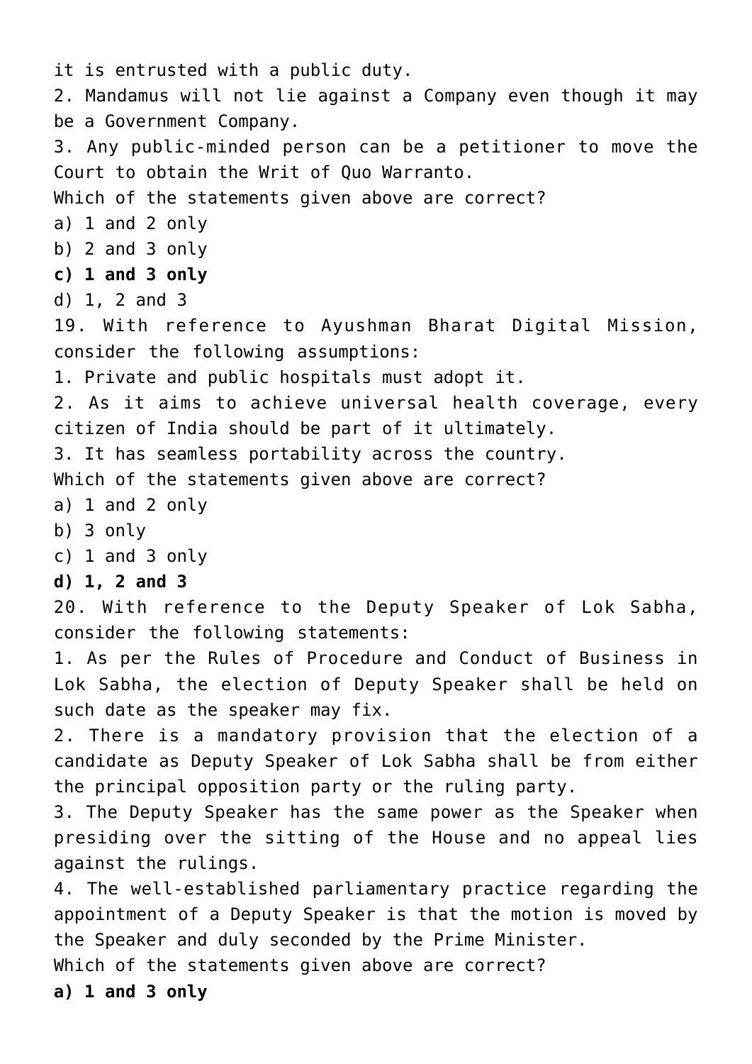it is entrusted with a public duty.
2. Mandamus will not lie against a Company even though it may be a Government Company.
3. Any public-minded person can be a petitioner to move the Court to obtain the Writ of Quo Warranto.
Which of the statements given above are correct?
a) 1 and 2 only
b) 2 and 3 only
**c) 1 and 3 only**
d) 1, 2 and 3

19. With reference to Ayushman Bharat Digital Mission, consider the following assumptions:
1. Private and public hospitals must adopt it.
2. As it aims to achieve universal health coverage, every citizen of India should be part of it ultimately.
3. It has seamless portability across the country.
Which of the statements given above are correct?
a) 1 and 2 only
b) 3 only
c) 1 and 3 only
**d) 1, 2 and 3**

20. With reference to the Deputy Speaker of Lok Sabha, consider the following statements:
1. As per the Rules of Procedure and Conduct of Business in Lok Sabha, the election of Deputy Speaker shall be held on such date as the speaker may fix.
2. There is a mandatory provision that the election of a candidate as Deputy Speaker of Lok Sabha shall be from either the principal opposition party or the ruling party.
3. The Deputy Speaker has the same power as the Speaker when presiding over the sitting of the House and no appeal lies against the rulings.
4. The well-established parliamentary practice regarding the appointment of a Deputy Speaker is that the motion is moved by the Speaker and duly seconded by the Prime Minister.
Which of the statements given above are correct?
**a) 1 and 3 only**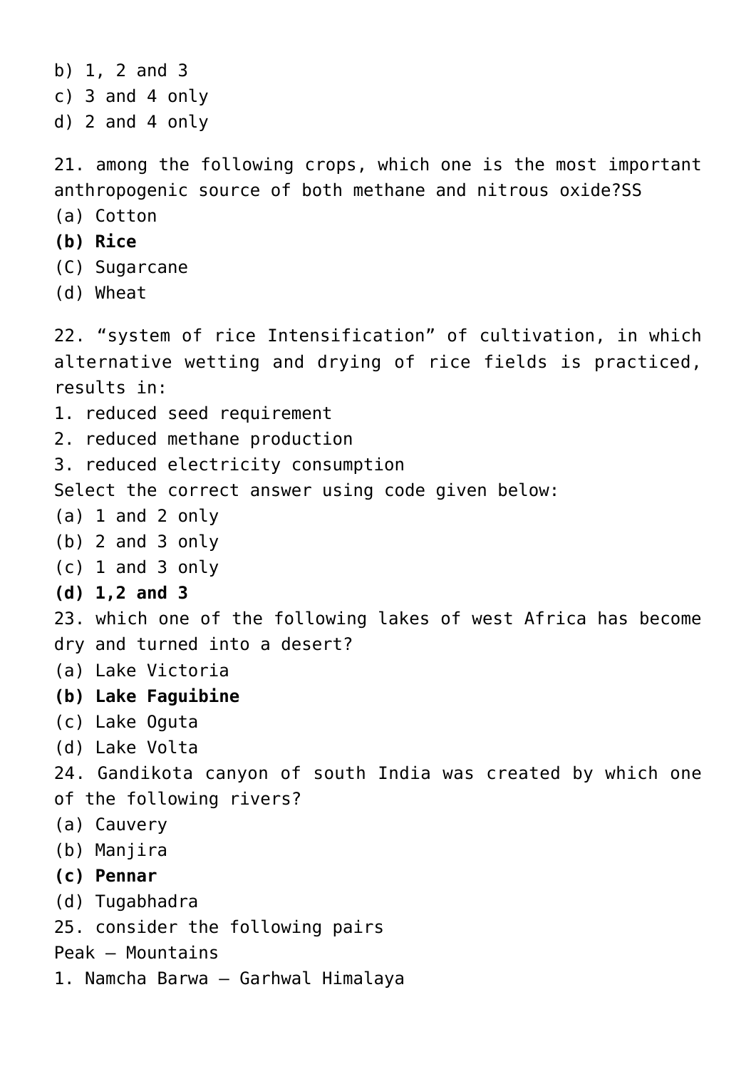b) 1, 2 and 3
c) 3 and 4 only
d) 2 and 4 only

21. among the following crops, which one is the most important anthropogenic source of both methane and nitrous oxide?SS
(a) Cotton
**(b) Rice**
(C) Sugarcane
(d) Wheat

22. "system of rice Intensification" of cultivation, in which alternative wetting and drying of rice fields is practiced, results in:
1. reduced seed requirement
2. reduced methane production
3. reduced electricity consumption
Select the correct answer using code given below:
(a) 1 and 2 only
(b) 2 and 3 only
(c) 1 and 3 only
**(d) 1,2 and 3**

23. which one of the following lakes of west Africa has become dry and turned into a desert?
(a) Lake Victoria
**(b) Lake Faguibine**
(c) Lake Oguta
(d) Lake Volta

24. Gandikota canyon of south India was created by which one of the following rivers?
(a) Cauvery
(b) Manjira
**(c) Pennar**
(d) Tugabhadra

25. consider the following pairs
Peak – Mountains
1. Namcha Barwa – Garhwal Himalaya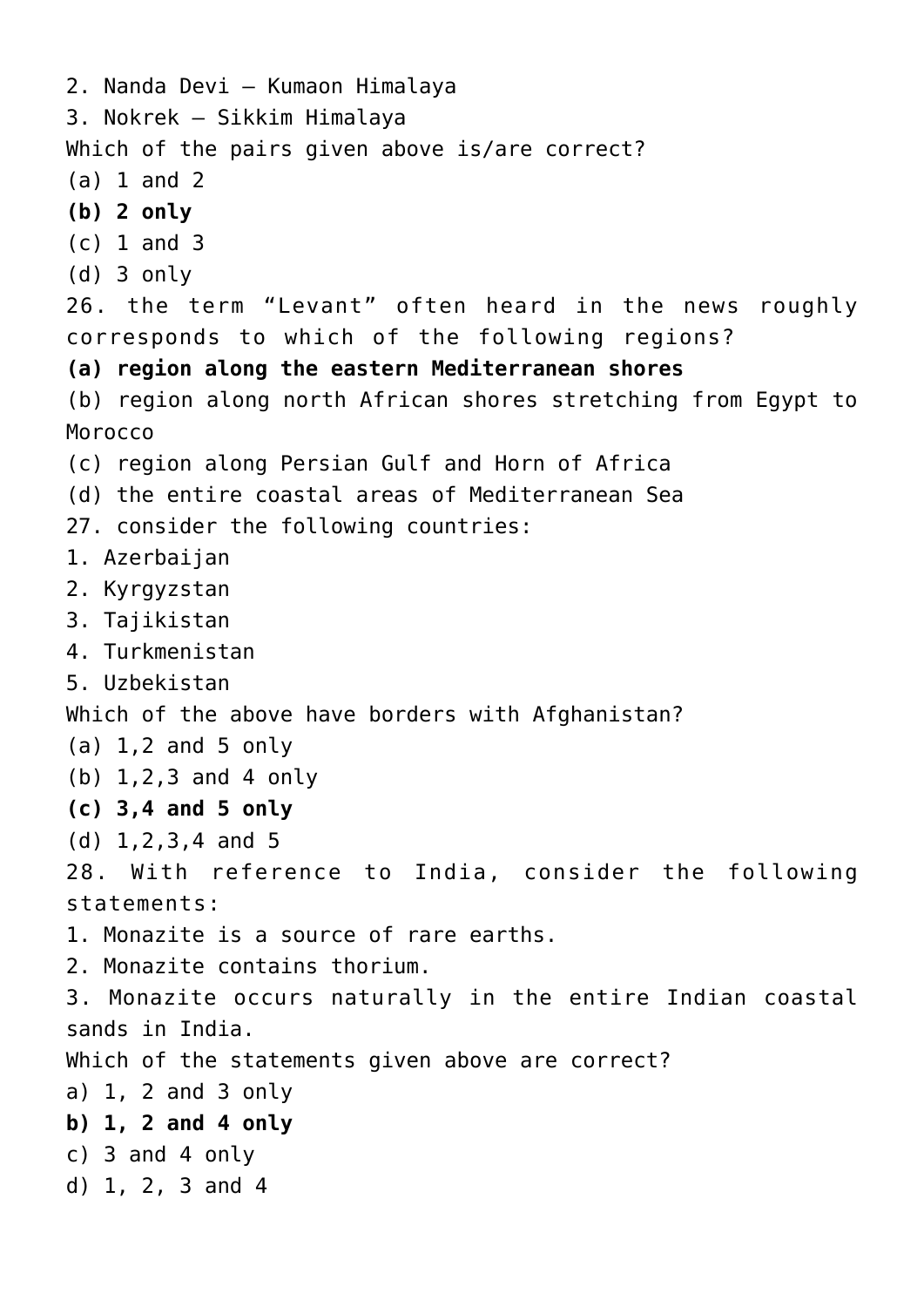2. Nanda Devi – Kumaon Himalaya
3. Nokrek – Sikkim Himalaya
Which of the pairs given above is/are correct?
(a) 1 and 2
**(b) 2 only**
(c) 1 and 3
(d) 3 only

26. the term "Levant" often heard in the news roughly corresponds to which of the following regions?
**(a) region along the eastern Mediterranean shores**
(b) region along north African shores stretching from Egypt to Morocco
(c) region along Persian Gulf and Horn of Africa
(d) the entire coastal areas of Mediterranean Sea

27. consider the following countries:
1. Azerbaijan
2. Kyrgyzstan
3. Tajikistan
4. Turkmenistan
5. Uzbekistan
Which of the above have borders with Afghanistan?
(a) 1,2 and 5 only
(b) 1,2,3 and 4 only
**(c) 3,4 and 5 only**
(d) 1,2,3,4 and 5

28. With reference to India, consider the following statements:
1. Monazite is a source of rare earths.
2. Monazite contains thorium.
3. Monazite occurs naturally in the entire Indian coastal sands in India.
Which of the statements given above are correct?
a) 1, 2 and 3 only
**b) 1, 2 and 4 only**
c) 3 and 4 only
d) 1, 2, 3 and 4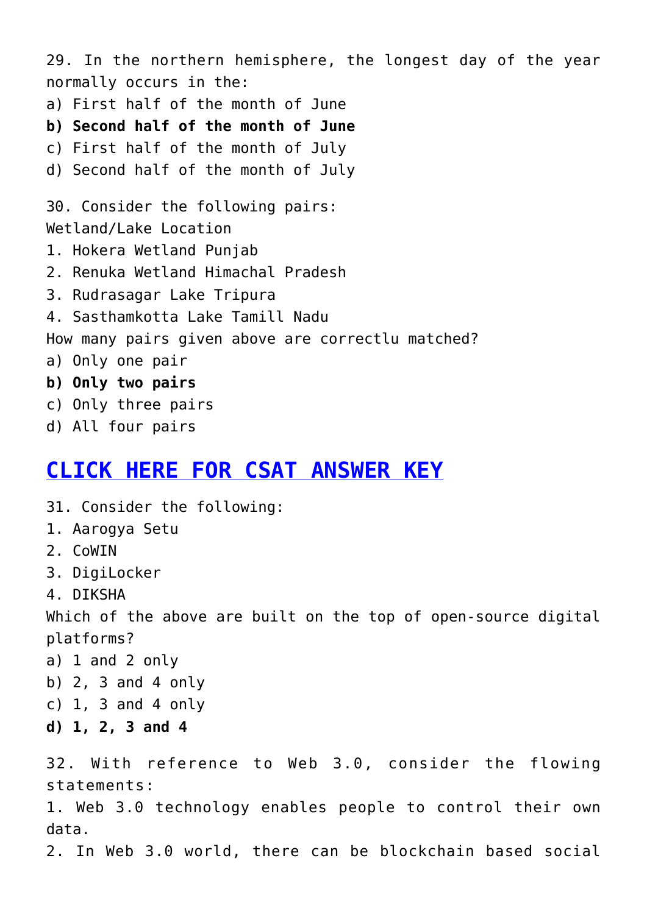29. In the northern hemisphere, the longest day of the year normally occurs in the:

a) First half of the month of June

**b) Second half of the month of June**

c) First half of the month of July

d) Second half of the month of July

30. Consider the following pairs:

Wetland/Lake Location

1. Hokera Wetland Punjab
2. Renuka Wetland Himachal Pradesh
3. Rudrasagar Lake Tripura
4. Sasthamkotta Lake Tamill Nadu

How many pairs given above are correctlu matched?

a) Only one pair

**b) Only two pairs**

c) Only three pairs

d) All four pairs

## CLICK HERE FOR CSAT ANSWER KEY

31. Consider the following:

1. Aarogya Setu
2. CoWIN
3. DigiLocker
4. DIKSHA

Which of the above are built on the top of open-source digital platforms?

a) 1 and 2 only

b) 2, 3 and 4 only

c) 1, 3 and 4 only

**d) 1, 2, 3 and 4**

32. With reference to Web 3.0, consider the flowing statements:

1. Web 3.0 technology enables people to control their own data.
2. In Web 3.0 world, there can be blockchain based social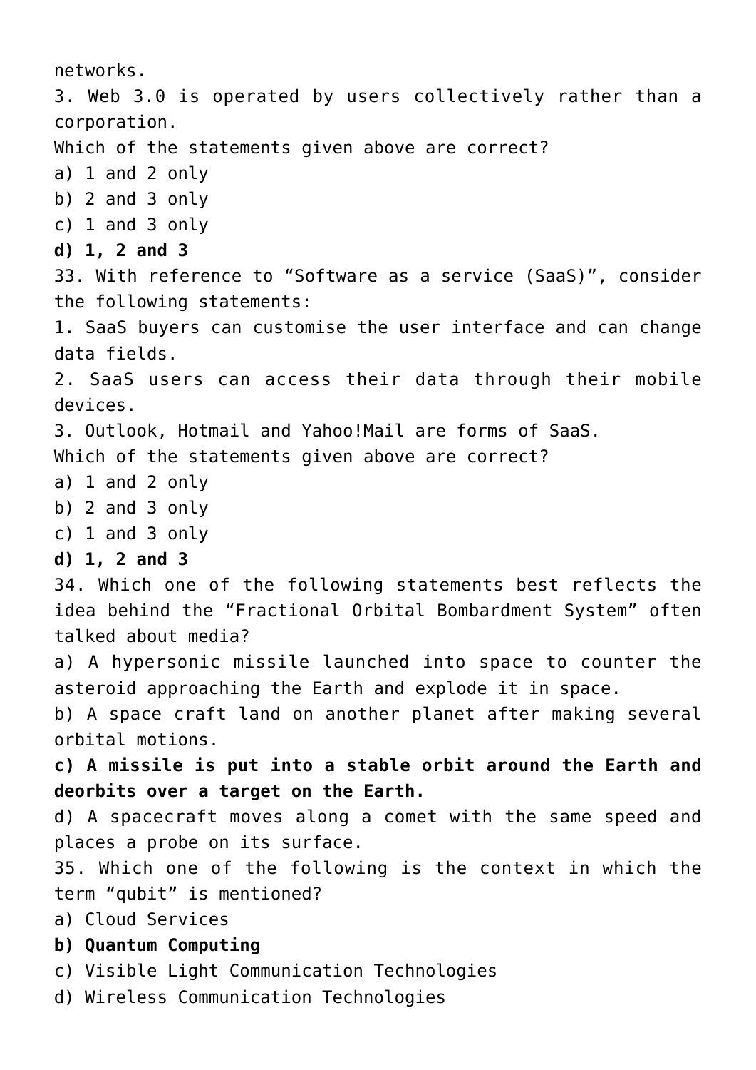networks.

3. Web 3.0 is operated by users collectively rather than a corporation.

Which of the statements given above are correct?

a) 1 and 2 only

b) 2 and 3 only

c) 1 and 3 only

**d) 1, 2 and 3**

33. With reference to “Software as a service (SaaS)”, consider the following statements:

1. SaaS buyers can customise the user interface and can change data fields.
2. SaaS users can access their data through their mobile devices.
3. Outlook, Hotmail and Yahoo!Mail are forms of SaaS.

Which of the statements given above are correct?

a) 1 and 2 only

b) 2 and 3 only

c) 1 and 3 only

**d) 1, 2 and 3**

34. Which one of the following statements best reflects the idea behind the “Fractional Orbital Bombardment System” often talked about media?

a) A hypersonic missile launched into space to counter the asteroid approaching the Earth and explode it in space.

b) A space craft land on another planet after making several orbital motions.

**c) A missile is put into a stable orbit around the Earth and deorbits over a target on the Earth.**

d) A spacecraft moves along a comet with the same speed and places a probe on its surface.

35. Which one of the following is the context in which the term “qubit” is mentioned?

a) Cloud Services

**b) Quantum Computing**

c) Visible Light Communication Technologies

d) Wireless Communication Technologies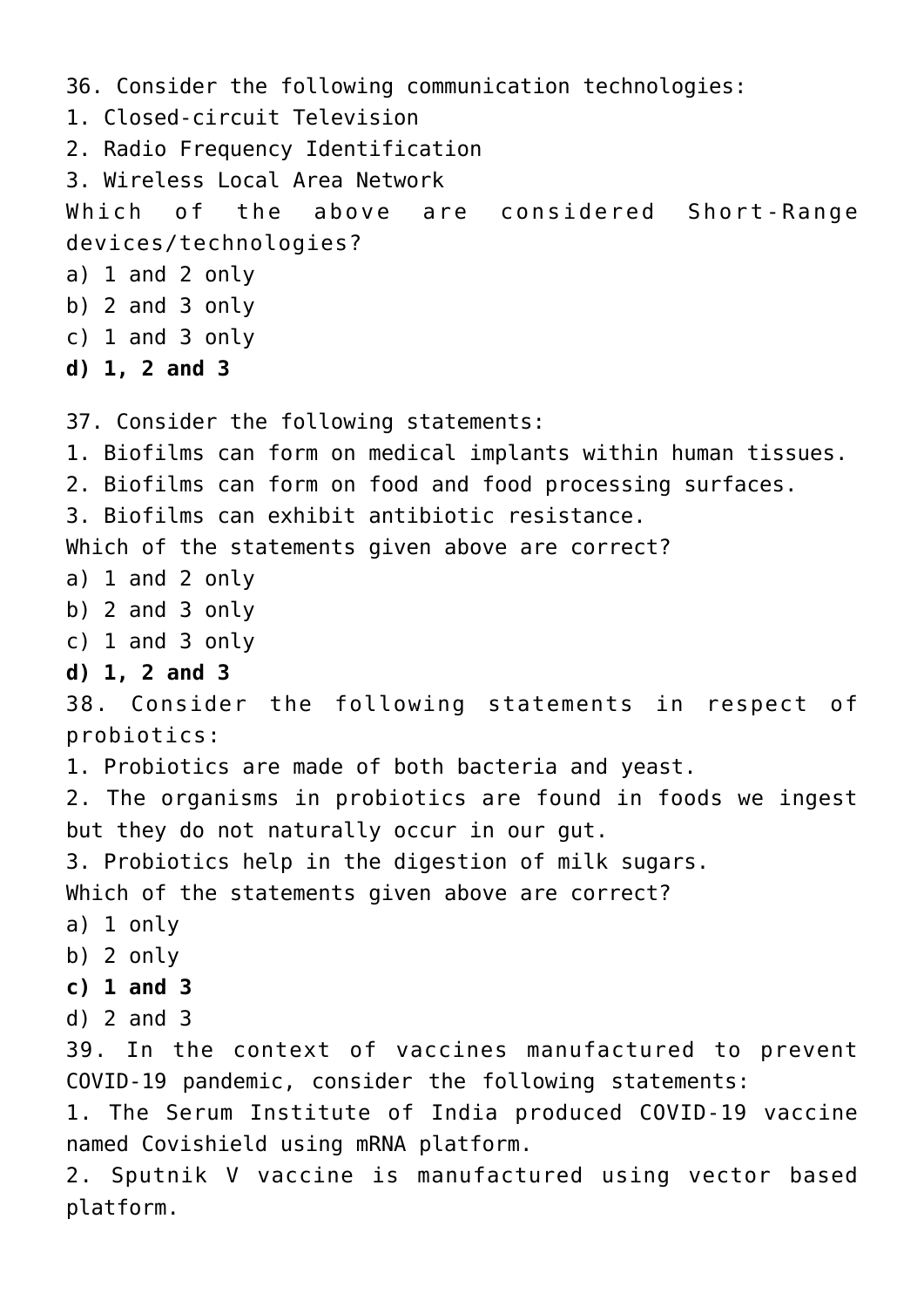36. Consider the following communication technologies:
1. Closed-circuit Television
2. Radio Frequency Identification
3. Wireless Local Area Network

Which of the above are considered Short-Range devices/technologies?

a) 1 and 2 only
b) 2 and 3 only
c) 1 and 3 only
**d) 1, 2 and 3**

37. Consider the following statements:
1. Biofilms can form on medical implants within human tissues.
2. Biofilms can form on food and food processing surfaces.
3. Biofilms can exhibit antibiotic resistance.

Which of the statements given above are correct?

a) 1 and 2 only
b) 2 and 3 only
c) 1 and 3 only
**d) 1, 2 and 3**

38. Consider the following statements in respect of probiotics:
1. Probiotics are made of both bacteria and yeast.
2. The organisms in probiotics are found in foods we ingest but they do not naturally occur in our gut.
3. Probiotics help in the digestion of milk sugars.

Which of the statements given above are correct?

a) 1 only
b) 2 only
**c) 1 and 3**
d) 2 and 3

39. In the context of vaccines manufactured to prevent COVID-19 pandemic, consider the following statements:
1. The Serum Institute of India produced COVID-19 vaccine named Covishield using mRNA platform.
2. Sputnik V vaccine is manufactured using vector based platform.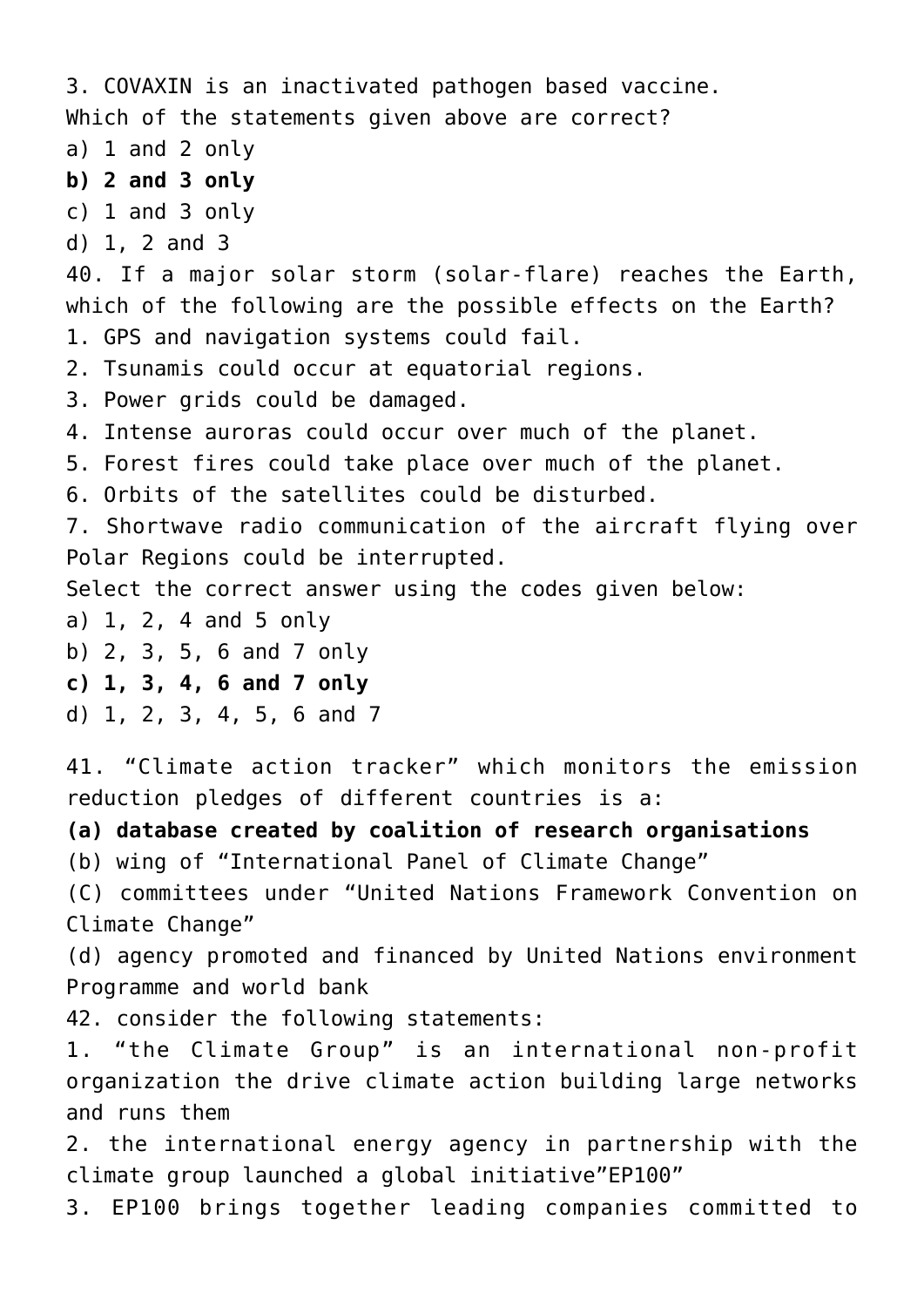3. COVAXIN is an inactivated pathogen based vaccine.

Which of the statements given above are correct?

a) 1 and 2 only

**b) 2 and 3 only**

c) 1 and 3 only

d) 1, 2 and 3

40. If a major solar storm (solar-flare) reaches the Earth, which of the following are the possible effects on the Earth?

1. GPS and navigation systems could fail.
2. Tsunamis could occur at equatorial regions.
3. Power grids could be damaged.
4. Intense auroras could occur over much of the planet.
5. Forest fires could take place over much of the planet.
6. Orbits of the satellites could be disturbed.
7. Shortwave radio communication of the aircraft flying over Polar Regions could be interrupted.

Select the correct answer using the codes given below:

a) 1, 2, 4 and 5 only

b) 2, 3, 5, 6 and 7 only

**c) 1, 3, 4, 6 and 7 only**

d) 1, 2, 3, 4, 5, 6 and 7

41. “Climate action tracker” which monitors the emission reduction pledges of different countries is a:

**(a) database created by coalition of research organisations**

(b) wing of “International Panel of Climate Change”

(C) committees under “United Nations Framework Convention on Climate Change”

(d) agency promoted and financed by United Nations environment Programme and world bank

42. consider the following statements:

1. “the Climate Group” is an international non-profit organization the drive climate action building large networks and runs them
2. the international energy agency in partnership with the climate group launched a global initiative”EP100”
3. EP100 brings together leading companies committed to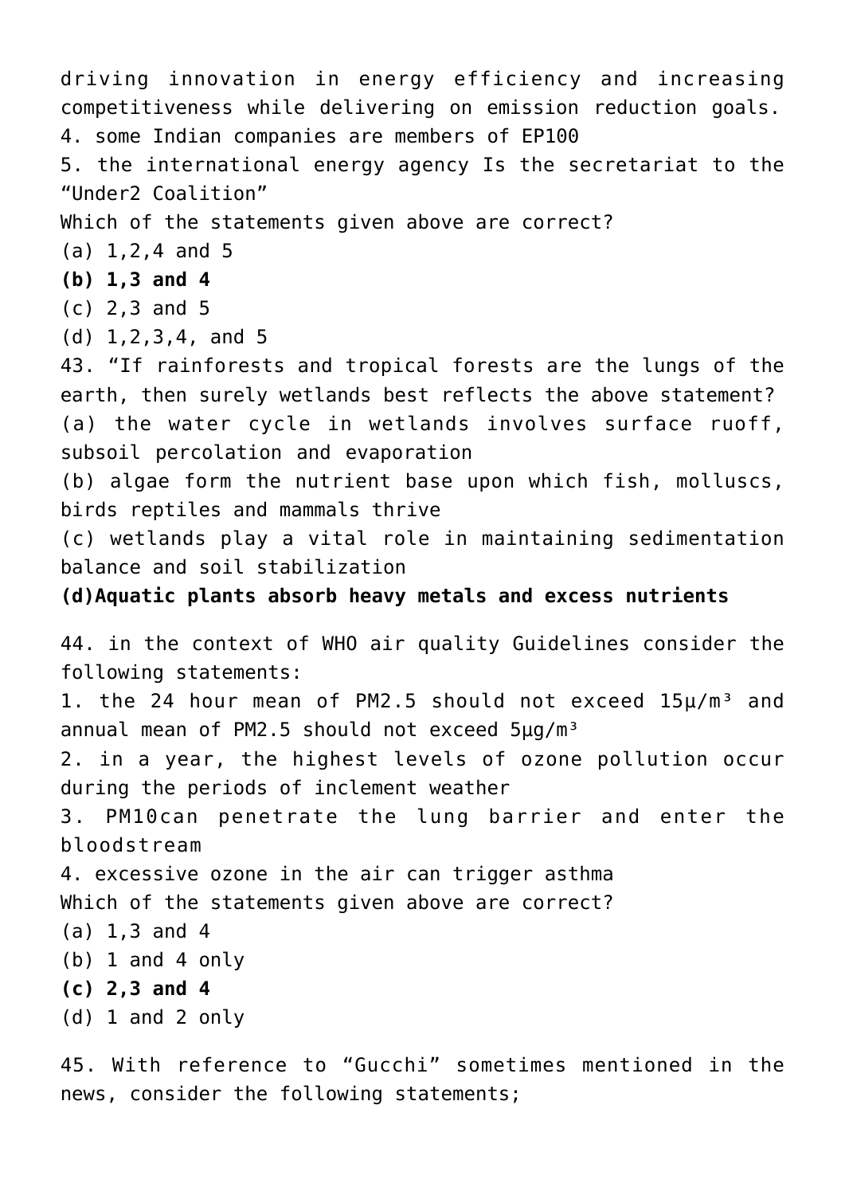driving innovation in energy efficiency and increasing competitiveness while delivering on emission reduction goals.
4. some Indian companies are members of EP100
5. the international energy agency Is the secretariat to the "Under2 Coalition"
Which of the statements given above are correct?
(a) 1,2,4 and 5
**(b) 1,3 and 4**
(c) 2,3 and 5
(d) 1,2,3,4, and 5

43. "If rainforests and tropical forests are the lungs of the earth, then surely wetlands best reflects the above statement?
(a) the water cycle in wetlands involves surface ruoff, subsoil percolation and evaporation
(b) algae form the nutrient base upon which fish, molluscs, birds reptiles and mammals thrive
(c) wetlands play a vital role in maintaining sedimentation balance and soil stabilization
**(d)Aquatic plants absorb heavy metals and excess nutrients**

44. in the context of WHO air quality Guidelines consider the following statements:
1. the 24 hour mean of PM2.5 should not exceed 15μ/m³ and annual mean of PM2.5 should not exceed 5μg/m³
2. in a year, the highest levels of ozone pollution occur during the periods of inclement weather
3. PM10can penetrate the lung barrier and enter the bloodstream
4. excessive ozone in the air can trigger asthma
Which of the statements given above are correct?
(a) 1,3 and 4
(b) 1 and 4 only
**(c) 2,3 and 4**
(d) 1 and 2 only

45. With reference to "Gucchi" sometimes mentioned in the news, consider the following statements;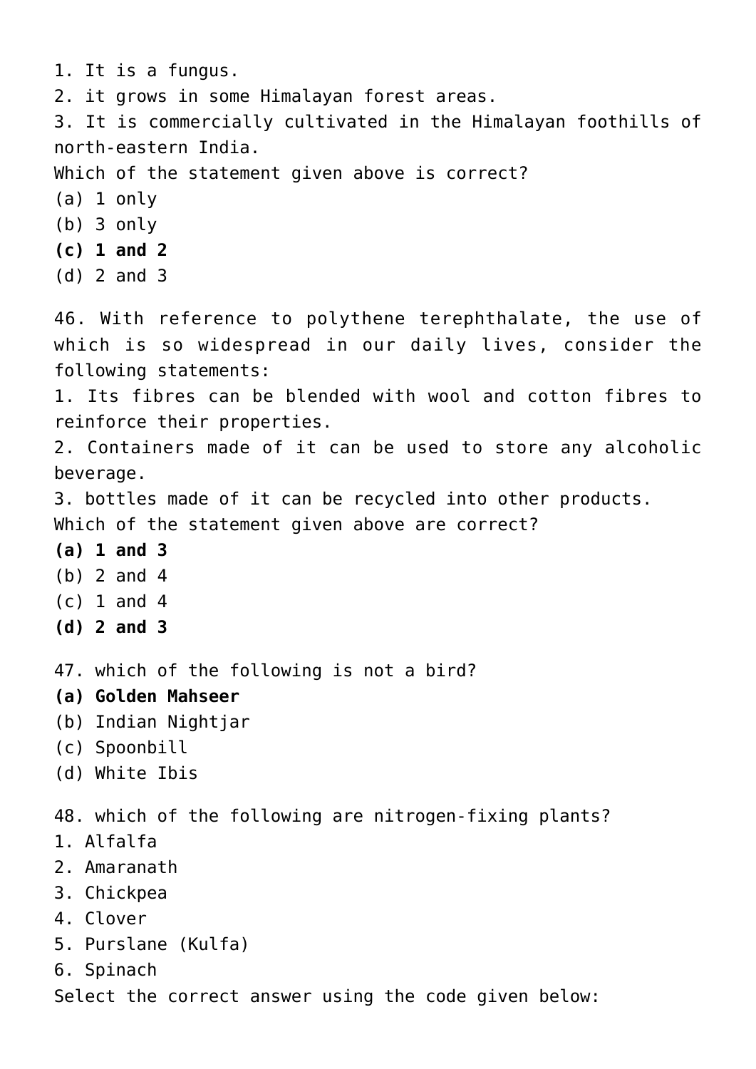1. It is a fungus.
2. it grows in some Himalayan forest areas.
3. It is commercially cultivated in the Himalayan foothills of north-eastern India.

Which of the statement given above is correct?

(a) 1 only
(b) 3 only
**(c) 1 and 2**
(d) 2 and 3

46. With reference to polythene terephthalate, the use of which is so widespread in our daily lives, consider the following statements:

1. Its fibres can be blended with wool and cotton fibres to reinforce their properties.
2. Containers made of it can be used to store any alcoholic beverage.
3. bottles made of it can be recycled into other products.

Which of the statement given above are correct?

**(a) 1 and 3**
(b) 2 and 4
(c) 1 and 4
**(d) 2 and 3**

47. which of the following is not a bird?

**(a) Golden Mahseer**
(b) Indian Nightjar
(c) Spoonbill
(d) White Ibis

48. which of the following are nitrogen-fixing plants?

1. Alfalfa
2. Amaranath
3. Chickpea
4. Clover
5. Purslane (Kulfa)
6. Spinach

Select the correct answer using the code given below: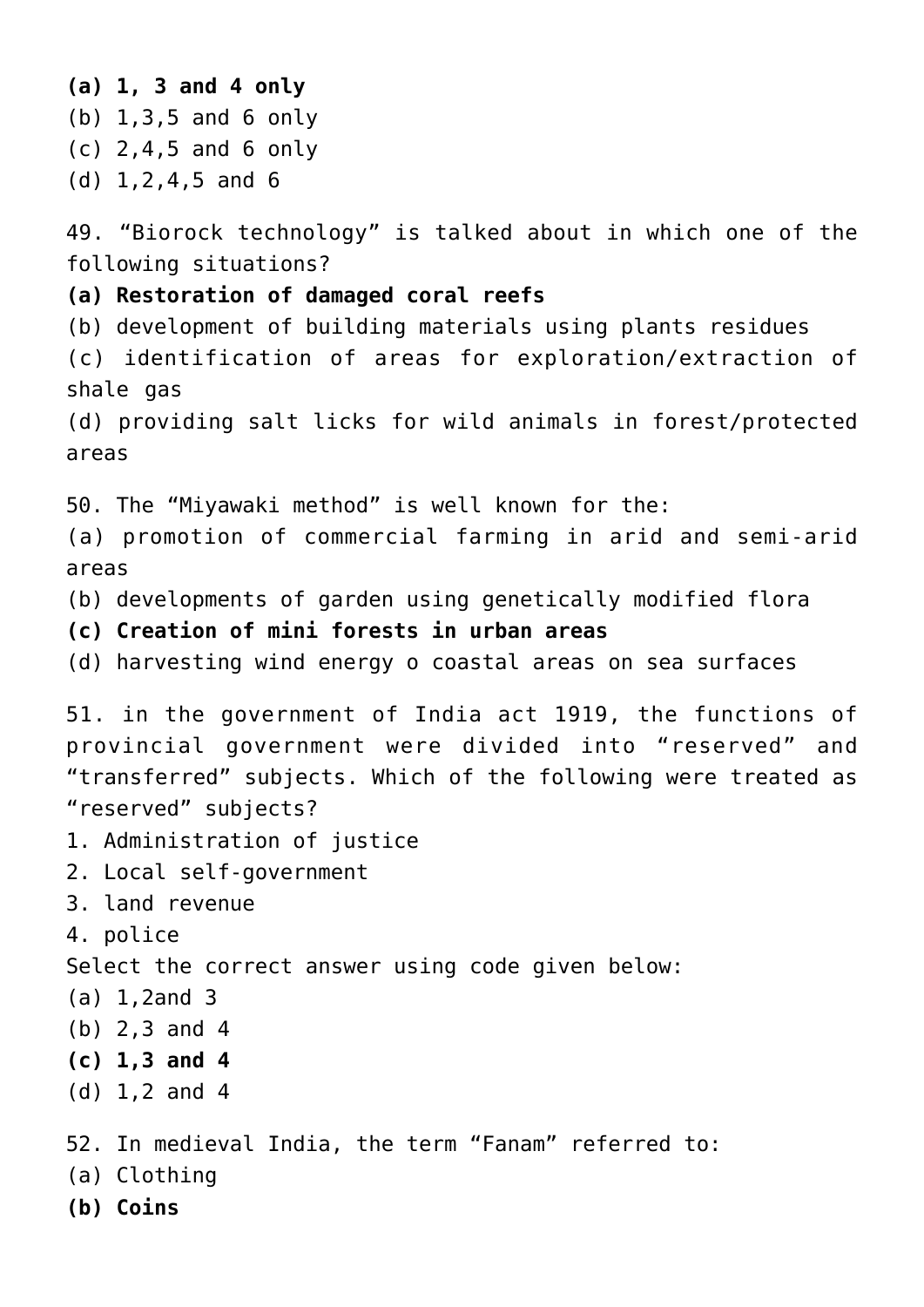**(a) 1, 3 and 4 only**
(b) 1,3,5 and 6 only
(c) 2,4,5 and 6 only
(d) 1,2,4,5 and 6

49. “Biorock technology” is talked about in which one of the following situations?
**(a) Restoration of damaged coral reefs**
(b) development of building materials using plants residues
(c) identification of areas for exploration/extraction of shale gas
(d) providing salt licks for wild animals in forest/protected areas

50. The “Miyawaki method” is well known for the:
(a) promotion of commercial farming in arid and semi-arid areas
(b) developments of garden using genetically modified flora
**(c) Creation of mini forests in urban areas**
(d) harvesting wind energy o coastal areas on sea surfaces

51. in the government of India act 1919, the functions of provincial government were divided into “reserved” and “transferred” subjects. Which of the following were treated as “reserved” subjects?
1. Administration of justice
2. Local self-government
3. land revenue
4. police
Select the correct answer using code given below:
(a) 1,2and 3
(b) 2,3 and 4
**(c) 1,3 and 4**
(d) 1,2 and 4

52. In medieval India, the term “Fanam” referred to:
(a) Clothing
**(b) Coins**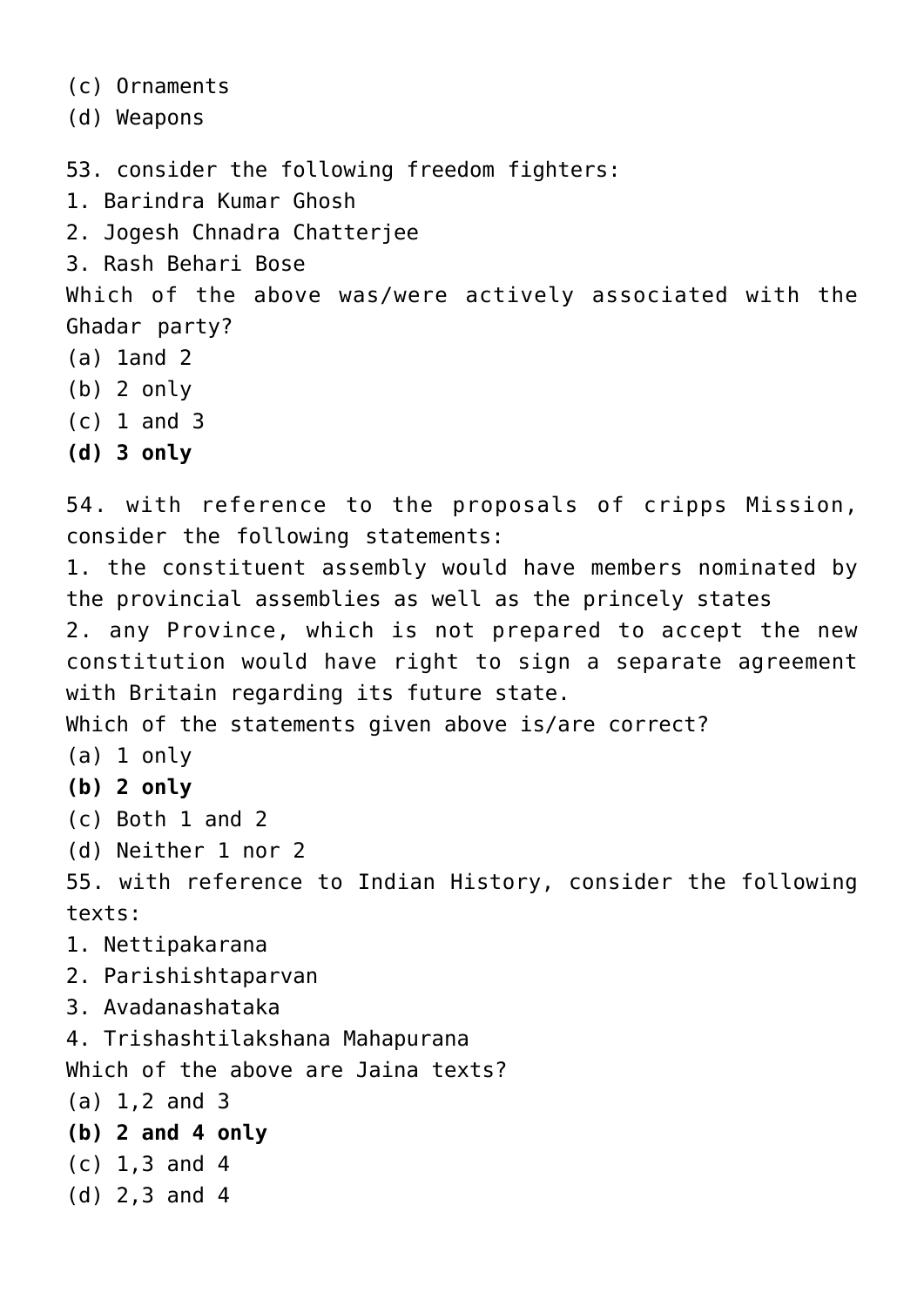(c) Ornaments
(d) Weapons

53. consider the following freedom fighters:
1. Barindra Kumar Ghosh
2. Jogesh Chnadra Chatterjee
3. Rash Behari Bose
Which of the above was/were actively associated with the Ghadar party?
(a) 1and 2
(b) 2 only
(c) 1 and 3
**(d) 3 only**

54. with reference to the proposals of cripps Mission, consider the following statements:
1. the constituent assembly would have members nominated by the provincial assemblies as well as the princely states
2. any Province, which is not prepared to accept the new constitution would have right to sign a separate agreement with Britain regarding its future state.
Which of the statements given above is/are correct?
(a) 1 only
**(b) 2 only**
(c) Both 1 and 2
(d) Neither 1 nor 2
55. with reference to Indian History, consider the following texts:
1. Nettipakarana
2. Parishishtaparvan
3. Avadanashataka
4. Trishashtilakshana Mahapurana
Which of the above are Jaina texts?
(a) 1,2 and 3
**(b) 2 and 4 only**
(c) 1,3 and 4
(d) 2,3 and 4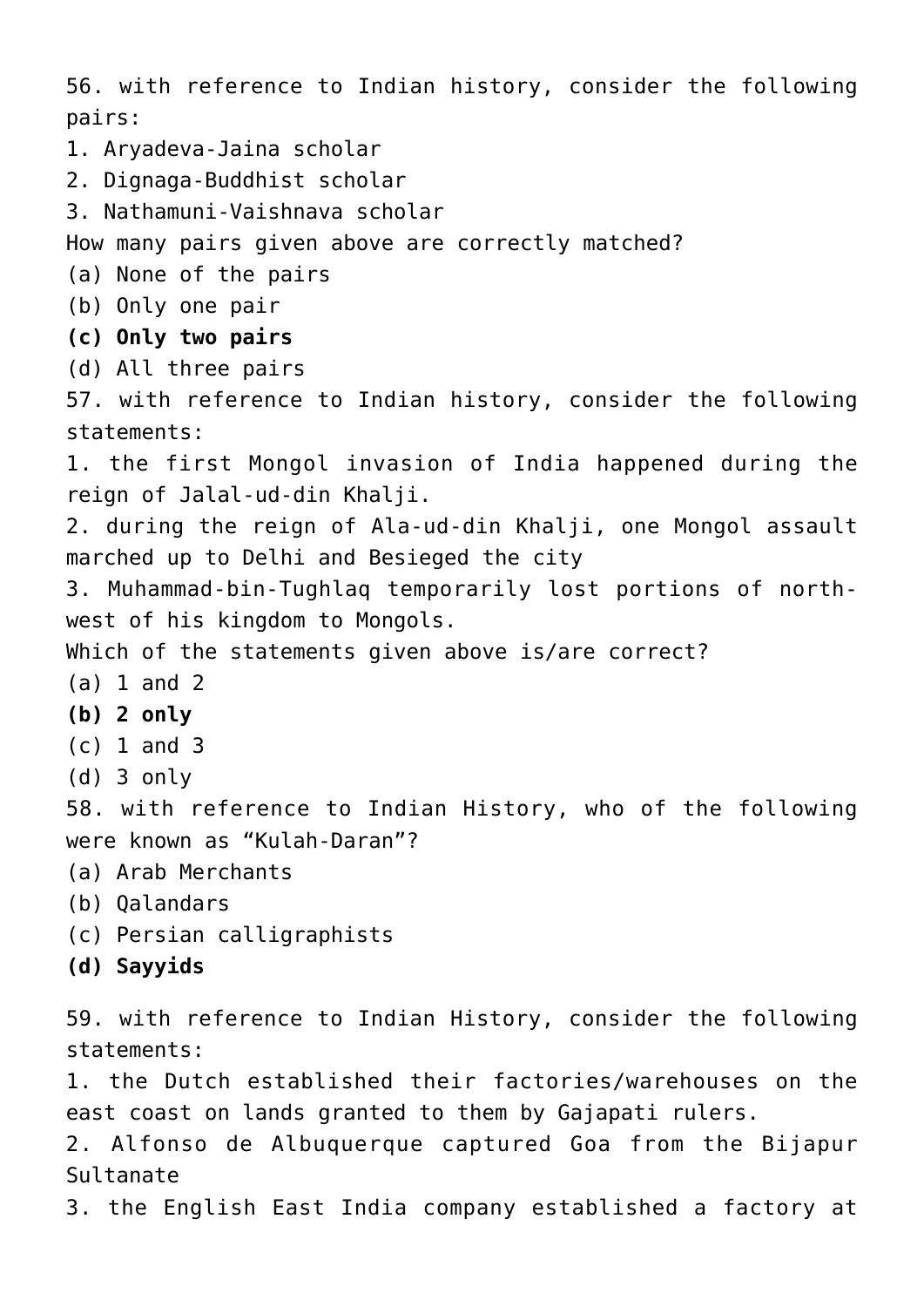56. with reference to Indian history, consider the following pairs:

1. Aryadeva-Jaina scholar
2. Dignaga-Buddhist scholar
3. Nathamuni-Vaishnava scholar

How many pairs given above are correctly matched?

(a) None of the pairs
(b) Only one pair
**(c) Only two pairs**
(d) All three pairs

57. with reference to Indian history, consider the following statements:

1. the first Mongol invasion of India happened during the reign of Jalal-ud-din Khalji.
2. during the reign of Ala-ud-din Khalji, one Mongol assault marched up to Delhi and Besieged the city
3. Muhammad-bin-Tughlaq temporarily lost portions of north-west of his kingdom to Mongols.

Which of the statements given above is/are correct?

(a) 1 and 2
**(b) 2 only**
(c) 1 and 3
(d) 3 only

58. with reference to Indian History, who of the following were known as "Kulah-Daran"?

(a) Arab Merchants
(b) Qalandars
(c) Persian calligraphists
**(d) Sayyids**

59. with reference to Indian History, consider the following statements:

1. the Dutch established their factories/warehouses on the east coast on lands granted to them by Gajapati rulers.
2. Alfonso de Albuquerque captured Goa from the Bijapur Sultanate
3. the English East India company established a factory at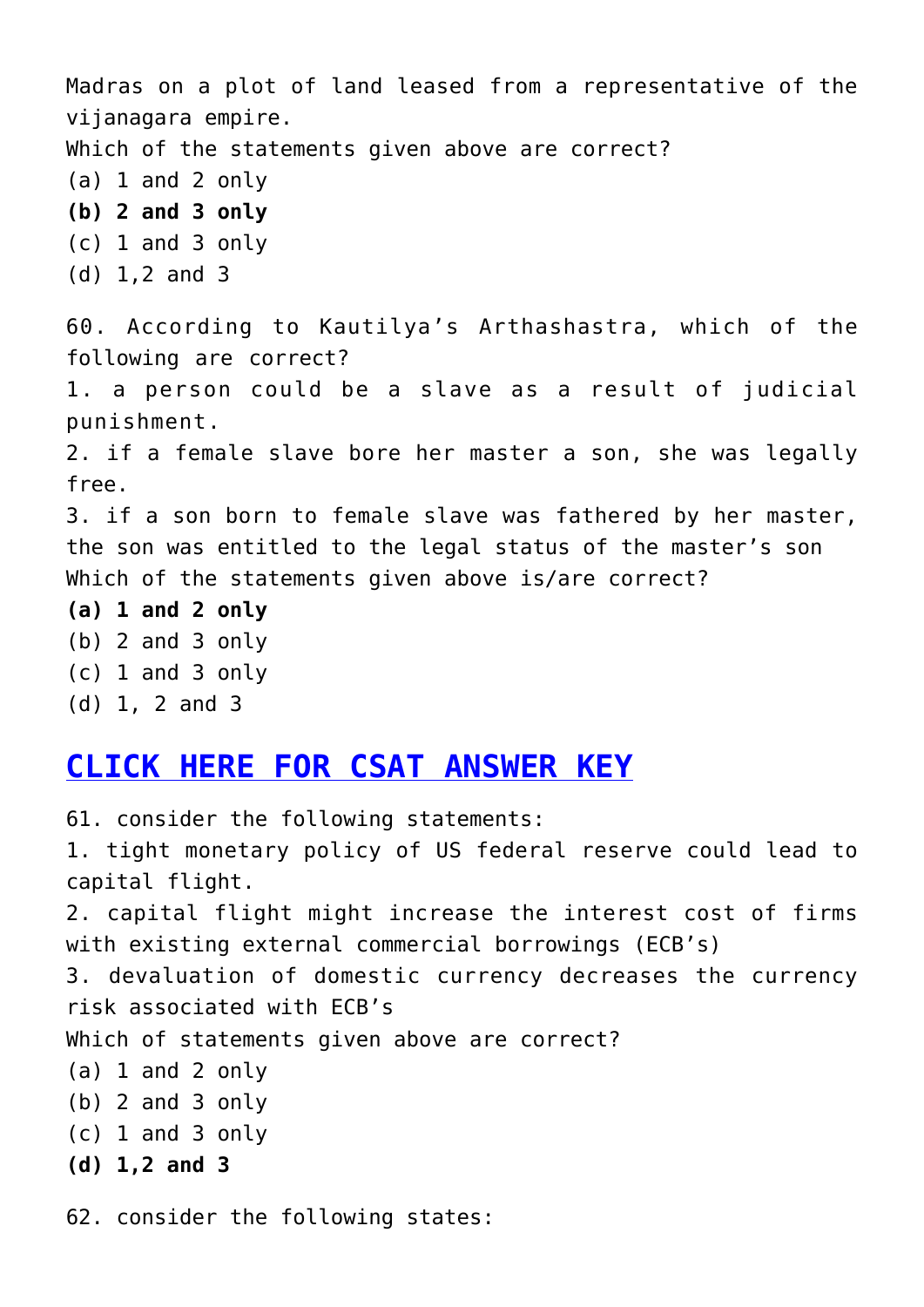Madras on a plot of land leased from a representative of the vijanagara empire.

Which of the statements given above are correct?

(a) 1 and 2 only

**(b) 2 and 3 only**

(c) 1 and 3 only

(d) 1,2 and 3

60. According to Kautilya's Arthashastra, which of the following are correct?

1. a person could be a slave as a result of judicial punishment.
2. if a female slave bore her master a son, she was legally free.
3. if a son born to female slave was fathered by her master, the son was entitled to the legal status of the master's son

Which of the statements given above is/are correct?

**(a) 1 and 2 only**

(b) 2 and 3 only

(c) 1 and 3 only

(d) 1, 2 and 3

## CLICK HERE FOR CSAT ANSWER KEY

61. consider the following statements:

1. tight monetary policy of US federal reserve could lead to capital flight.
2. capital flight might increase the interest cost of firms with existing external commercial borrowings (ECB's)
3. devaluation of domestic currency decreases the currency risk associated with ECB's

Which of statements given above are correct?

(a) 1 and 2 only

(b) 2 and 3 only

(c) 1 and 3 only

**(d) 1,2 and 3**

62. consider the following states: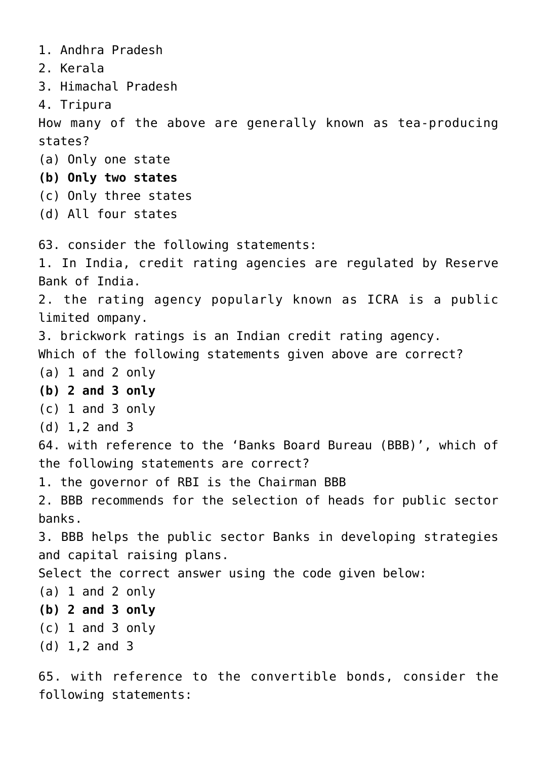1. Andhra Pradesh
2. Kerala
3. Himachal Pradesh
4. Tripura

How many of the above are generally known as tea-producing states?

(a) Only one state
**(b) Only two states**
(c) Only three states
(d) All four states

63. consider the following statements:

1. In India, credit rating agencies are regulated by Reserve Bank of India.
2. the rating agency popularly known as ICRA is a public limited ompany.
3. brickwork ratings is an Indian credit rating agency.

Which of the following statements given above are correct?

(a) 1 and 2 only
**(b) 2 and 3 only**
(c) 1 and 3 only
(d) 1,2 and 3

64. with reference to the 'Banks Board Bureau (BBB)', which of the following statements are correct?

1. the governor of RBI is the Chairman BBB
2. BBB recommends for the selection of heads for public sector banks.
3. BBB helps the public sector Banks in developing strategies and capital raising plans.

Select the correct answer using the code given below:

(a) 1 and 2 only
**(b) 2 and 3 only**
(c) 1 and 3 only
(d) 1,2 and 3

65. with reference to the convertible bonds, consider the following statements: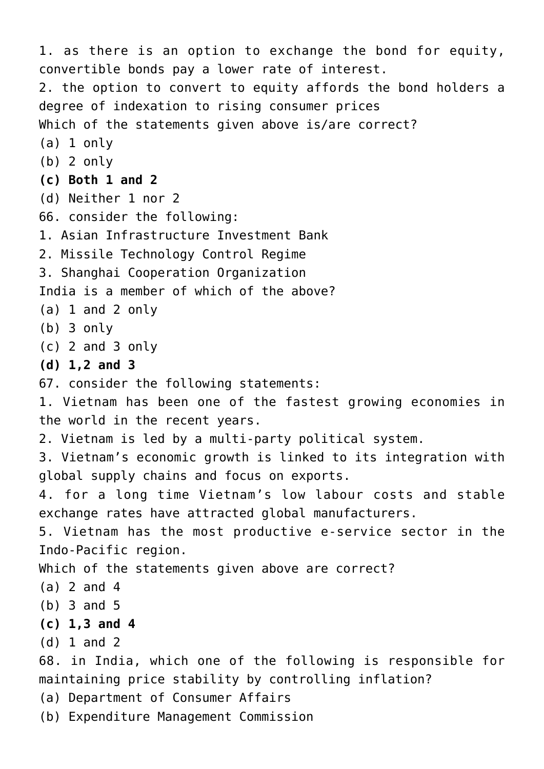1. as there is an option to exchange the bond for equity, convertible bonds pay a lower rate of interest.
2. the option to convert to equity affords the bond holders a degree of indexation to rising consumer prices

Which of the statements given above is/are correct?

(a) 1 only
(b) 2 only
**(c) Both 1 and 2**
(d) Neither 1 nor 2

66. consider the following:

1. Asian Infrastructure Investment Bank
2. Missile Technology Control Regime
3. Shanghai Cooperation Organization

India is a member of which of the above?

(a) 1 and 2 only
(b) 3 only
(c) 2 and 3 only
**(d) 1,2 and 3**

67. consider the following statements:

1. Vietnam has been one of the fastest growing economies in the world in the recent years.
2. Vietnam is led by a multi-party political system.
3. Vietnam's economic growth is linked to its integration with global supply chains and focus on exports.
4. for a long time Vietnam's low labour costs and stable exchange rates have attracted global manufacturers.
5. Vietnam has the most productive e-service sector in the Indo-Pacific region.

Which of the statements given above are correct?

(a) 2 and 4
(b) 3 and 5
**(c) 1,3 and 4**
(d) 1 and 2

68. in India, which one of the following is responsible for maintaining price stability by controlling inflation?

(a) Department of Consumer Affairs
(b) Expenditure Management Commission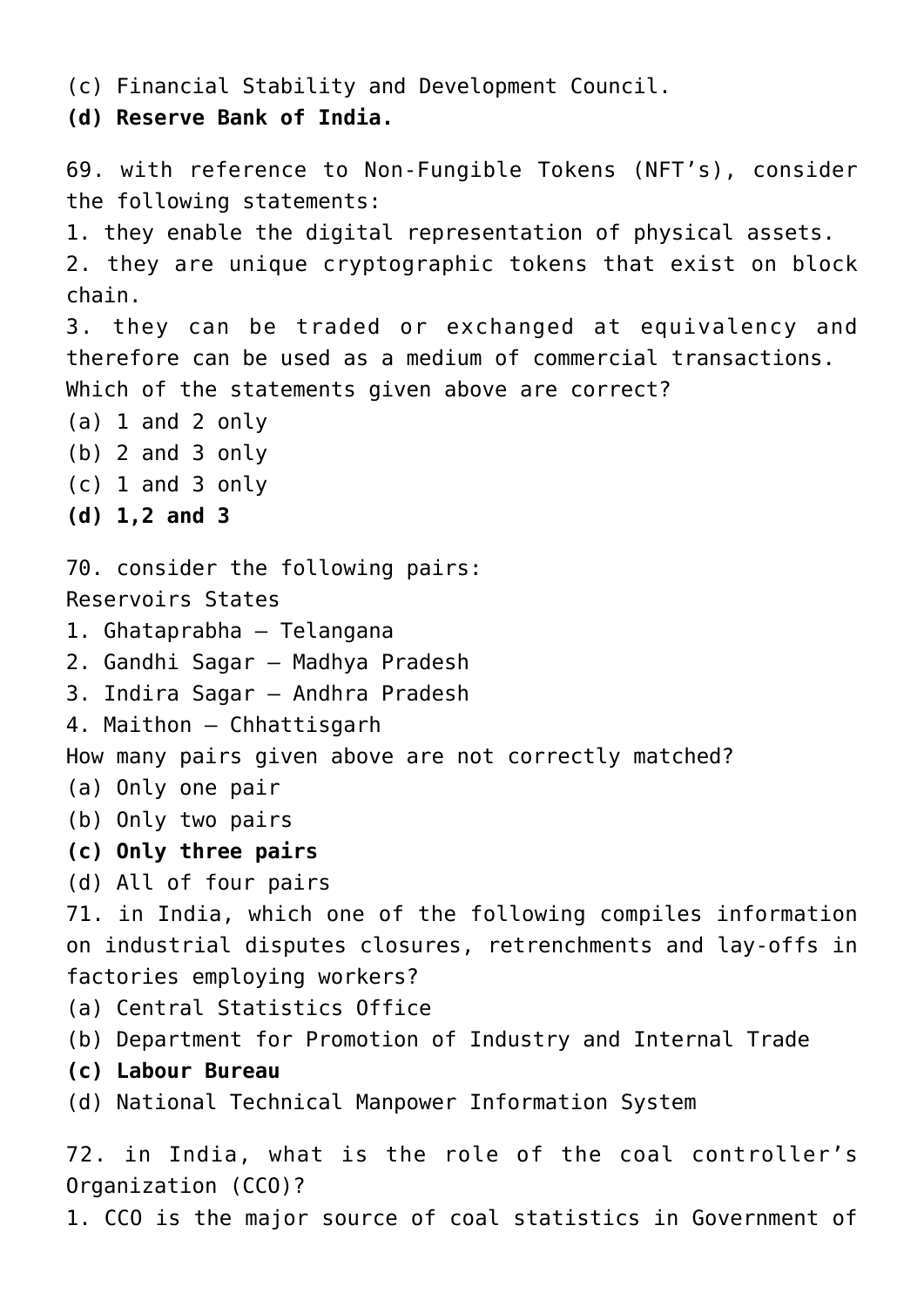(c) Financial Stability and Development Council.

**(d) Reserve Bank of India.**

69. with reference to Non-Fungible Tokens (NFT's), consider the following statements:

1. they enable the digital representation of physical assets.
2. they are unique cryptographic tokens that exist on block chain.
3. they can be traded or exchanged at equivalency and therefore can be used as a medium of commercial transactions.

Which of the statements given above are correct?

(a) 1 and 2 only

(b) 2 and 3 only

(c) 1 and 3 only

**(d) 1,2 and 3**

70. consider the following pairs:

Reservoirs States

1. Ghataprabha – Telangana
2. Gandhi Sagar – Madhya Pradesh
3. Indira Sagar – Andhra Pradesh
4. Maithon – Chhattisgarh

How many pairs given above are not correctly matched?

(a) Only one pair

(b) Only two pairs

**(c) Only three pairs**

(d) All of four pairs

71. in India, which one of the following compiles information on industrial disputes closures, retrenchments and lay-offs in factories employing workers?

(a) Central Statistics Office

(b) Department for Promotion of Industry and Internal Trade

**(c) Labour Bureau**

(d) National Technical Manpower Information System

72. in India, what is the role of the coal controller's Organization (CCO)?

1. CCO is the major source of coal statistics in Government of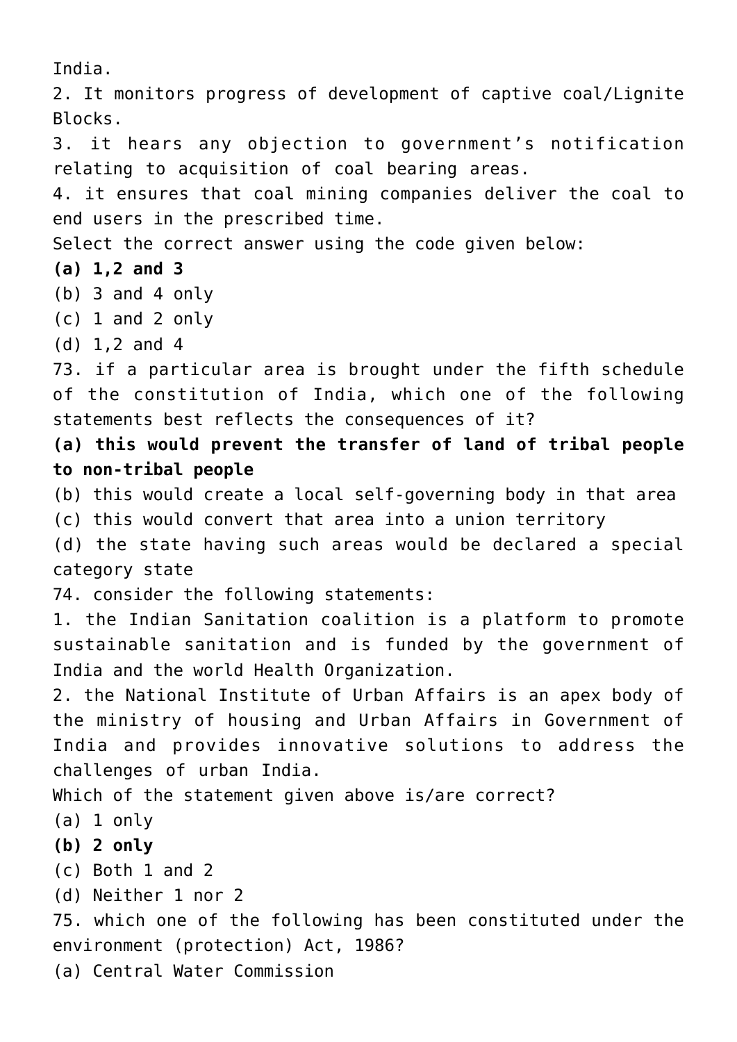India.

2. It monitors progress of development of captive coal/Lignite Blocks.

3. it hears any objection to government's notification relating to acquisition of coal bearing areas.

4. it ensures that coal mining companies deliver the coal to end users in the prescribed time.

Select the correct answer using the code given below:

**(a) 1,2 and 3**

(b) 3 and 4 only

(c) 1 and 2 only

(d) 1,2 and 4

73. if a particular area is brought under the fifth schedule of the constitution of India, which one of the following statements best reflects the consequences of it?

**(a) this would prevent the transfer of land of tribal people to non-tribal people**

(b) this would create a local self-governing body in that area

(c) this would convert that area into a union territory

(d) the state having such areas would be declared a special category state

74. consider the following statements:

1. the Indian Sanitation coalition is a platform to promote sustainable sanitation and is funded by the government of India and the world Health Organization.

2. the National Institute of Urban Affairs is an apex body of the ministry of housing and Urban Affairs in Government of India and provides innovative solutions to address the challenges of urban India.

Which of the statement given above is/are correct?

(a) 1 only

**(b) 2 only**

(c) Both 1 and 2

(d) Neither 1 nor 2

75. which one of the following has been constituted under the environment (protection) Act, 1986?

(a) Central Water Commission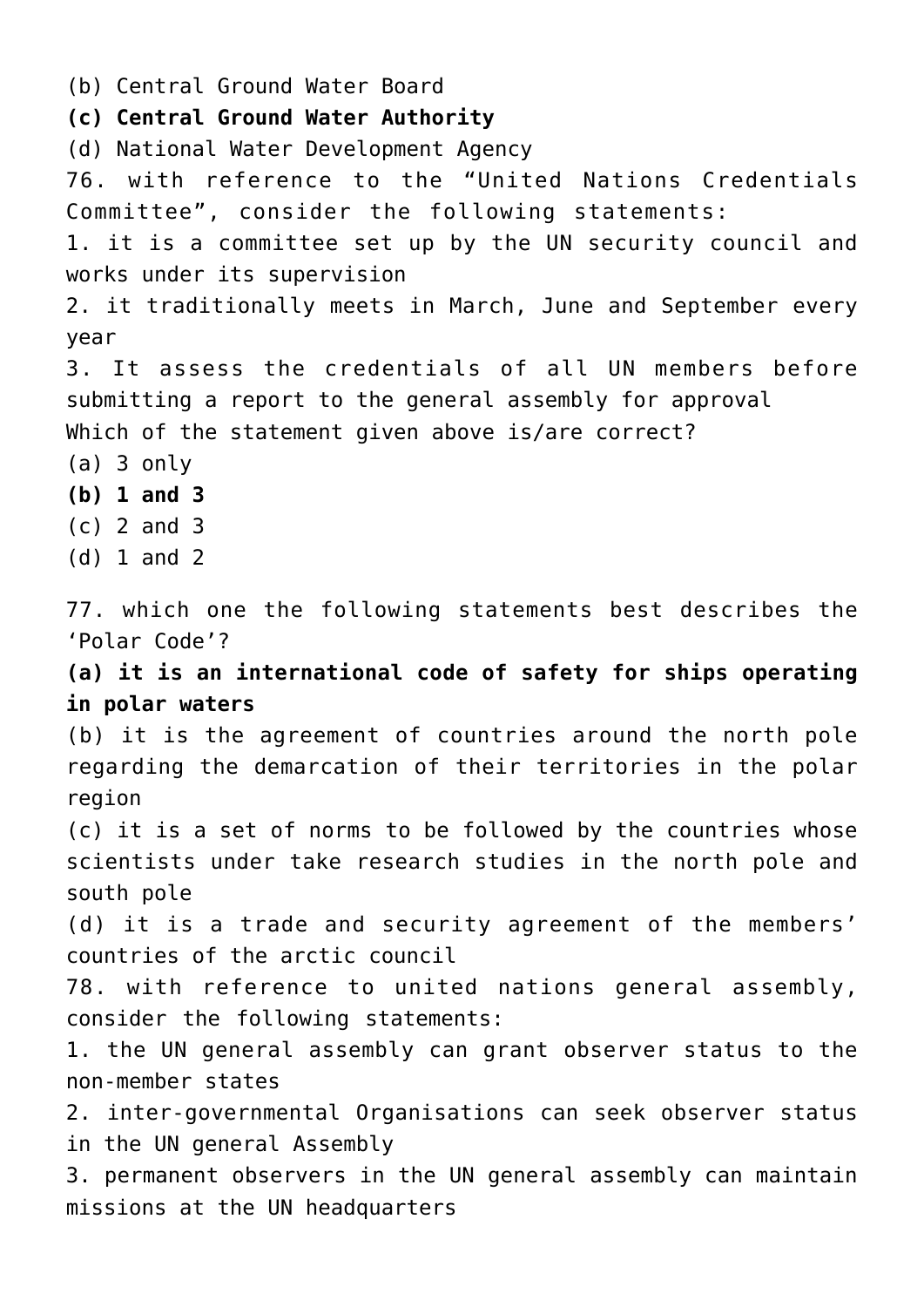(b) Central Ground Water Board

**(c) Central Ground Water Authority**

(d) National Water Development Agency

76. with reference to the "United Nations Credentials Committee", consider the following statements:

1. it is a committee set up by the UN security council and works under its supervision
2. it traditionally meets in March, June and September every year
3. It assess the credentials of all UN members before submitting a report to the general assembly for approval

Which of the statement given above is/are correct?

(a) 3 only

**(b) 1 and 3**

(c) 2 and 3

(d) 1 and 2

77. which one the following statements best describes the 'Polar Code'?

**(a) it is an international code of safety for ships operating in polar waters**

(b) it is the agreement of countries around the north pole regarding the demarcation of their territories in the polar region

(c) it is a set of norms to be followed by the countries whose scientists under take research studies in the north pole and south pole

(d) it is a trade and security agreement of the members' countries of the arctic council

78. with reference to united nations general assembly, consider the following statements:

1. the UN general assembly can grant observer status to the non-member states
2. inter-governmental Organisations can seek observer status in the UN general Assembly
3. permanent observers in the UN general assembly can maintain missions at the UN headquarters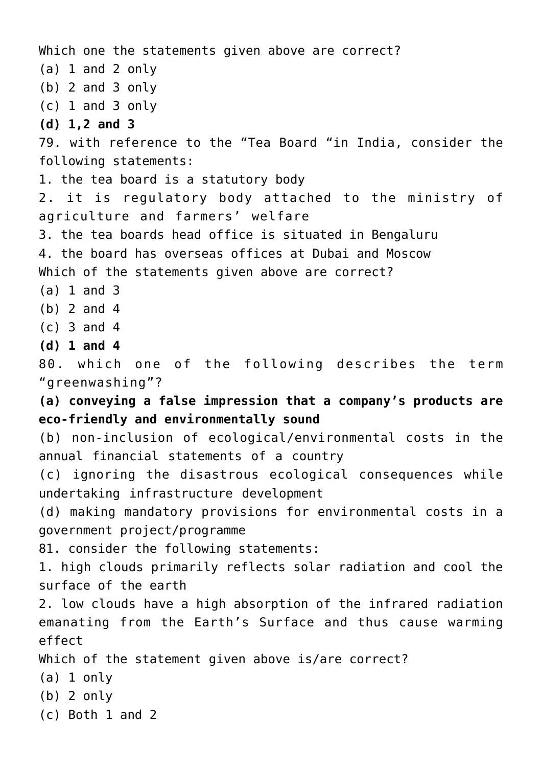Which one the statements given above are correct?

(a) 1 and 2 only

(b) 2 and 3 only

(c) 1 and 3 only

**(d) 1,2 and 3**

79. with reference to the “Tea Board “in India, consider the following statements:

1. the tea board is a statutory body
2. it is regulatory body attached to the ministry of agriculture and farmers’ welfare
3. the tea boards head office is situated in Bengaluru
4. the board has overseas offices at Dubai and Moscow

Which of the statements given above are correct?

(a) 1 and 3

(b) 2 and 4

(c) 3 and 4

**(d) 1 and 4**

80. which one of the following describes the term “greenwashing”?

**(a) conveying a false impression that a company’s products are eco-friendly and environmentally sound**

(b) non-inclusion of ecological/environmental costs in the annual financial statements of a country

(c) ignoring the disastrous ecological consequences while undertaking infrastructure development

(d) making mandatory provisions for environmental costs in a government project/programme

81. consider the following statements:

1. high clouds primarily reflects solar radiation and cool the surface of the earth
2. low clouds have a high absorption of the infrared radiation emanating from the Earth’s Surface and thus cause warming effect

Which of the statement given above is/are correct?

(a) 1 only

(b) 2 only

(c) Both 1 and 2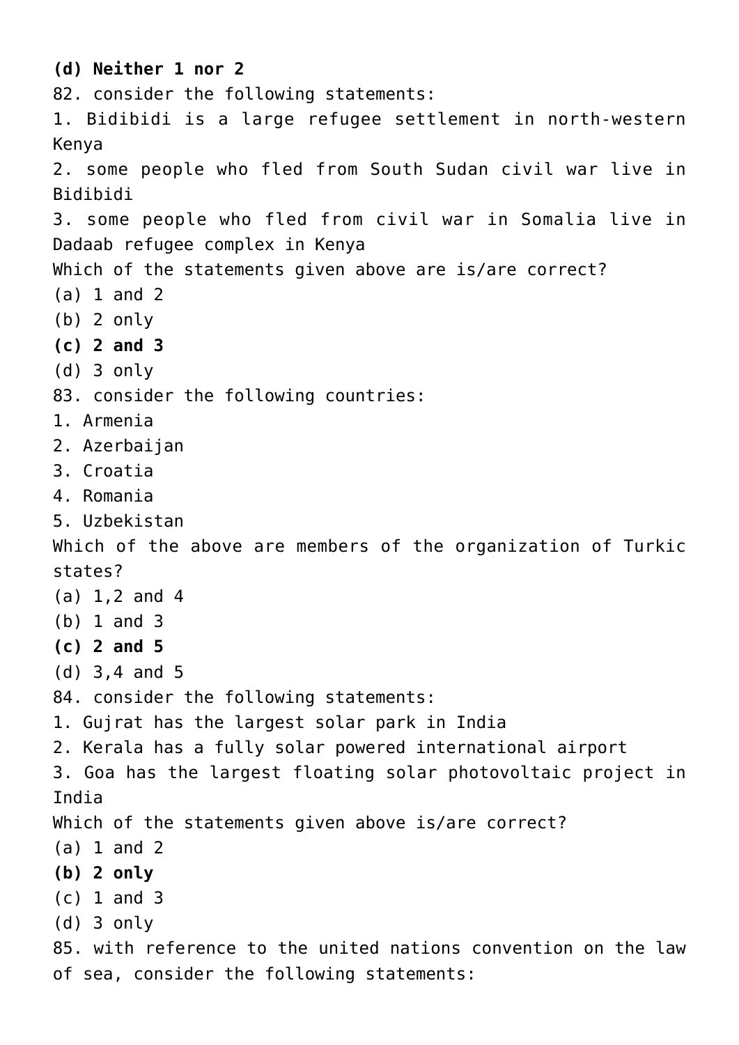**(d) Neither 1 nor 2**

82. consider the following statements:

1. Bidibidi is a large refugee settlement in north-western Kenya
2. some people who fled from South Sudan civil war live in Bidibidi
3. some people who fled from civil war in Somalia live in Dadaab refugee complex in Kenya

Which of the statements given above are is/are correct?

(a) 1 and 2
(b) 2 only
**(c) 2 and 3**
(d) 3 only

83. consider the following countries:

1. Armenia
2. Azerbaijan
3. Croatia
4. Romania
5. Uzbekistan

Which of the above are members of the organization of Turkic states?

(a) 1,2 and 4
(b) 1 and 3
**(c) 2 and 5**
(d) 3,4 and 5

84. consider the following statements:

1. Gujrat has the largest solar park in India
2. Kerala has a fully solar powered international airport
3. Goa has the largest floating solar photovoltaic project in India

Which of the statements given above is/are correct?

(a) 1 and 2
**(b) 2 only**
(c) 1 and 3
(d) 3 only

85. with reference to the united nations convention on the law of sea, consider the following statements: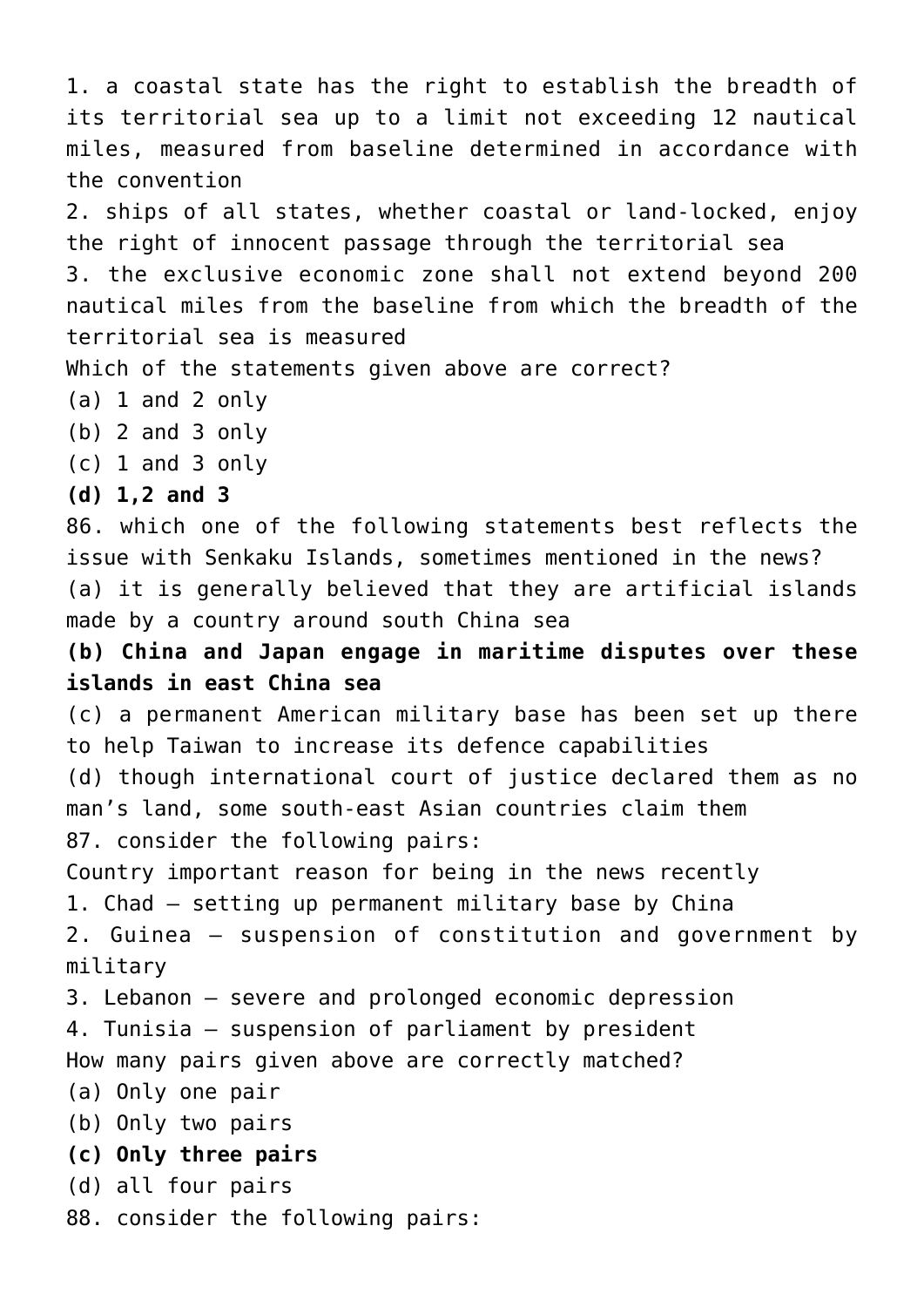1. a coastal state has the right to establish the breadth of its territorial sea up to a limit not exceeding 12 nautical miles, measured from baseline determined in accordance with the convention
2. ships of all states, whether coastal or land-locked, enjoy the right of innocent passage through the territorial sea
3. the exclusive economic zone shall not extend beyond 200 nautical miles from the baseline from which the breadth of the territorial sea is measured

Which of the statements given above are correct?

(a) 1 and 2 only
(b) 2 and 3 only
(c) 1 and 3 only
**(d) 1,2 and 3**

86. which one of the following statements best reflects the issue with Senkaku Islands, sometimes mentioned in the news?

(a) it is generally believed that they are artificial islands made by a country around south China sea
**(b) China and Japan engage in maritime disputes over these islands in east China sea**
(c) a permanent American military base has been set up there to help Taiwan to increase its defence capabilities
(d) though international court of justice declared them as no man's land, some south-east Asian countries claim them

87. consider the following pairs:

Country important reason for being in the news recently

1. Chad – setting up permanent military base by China
2. Guinea – suspension of constitution and government by military
3. Lebanon – severe and prolonged economic depression
4. Tunisia – suspension of parliament by president

How many pairs given above are correctly matched?

(a) Only one pair
(b) Only two pairs
**(c) Only three pairs**
(d) all four pairs

88. consider the following pairs: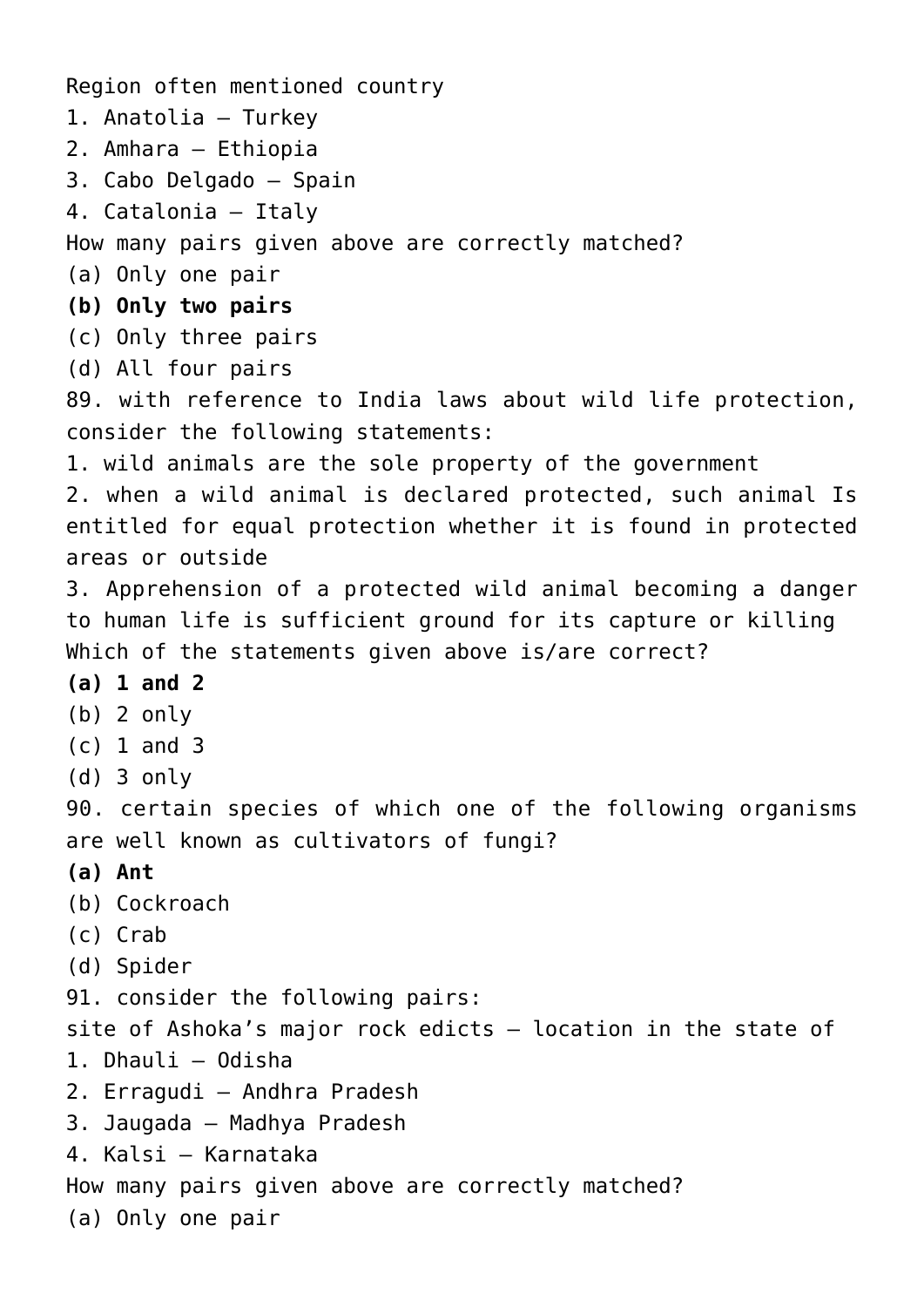Region often mentioned country
1. Anatolia – Turkey
2. Amhara – Ethiopia
3. Cabo Delgado – Spain
4. Catalonia – Italy

How many pairs given above are correctly matched?
(a) Only one pair
**(b) Only two pairs**
(c) Only three pairs
(d) All four pairs

89. with reference to India laws about wild life protection, consider the following statements:
1. wild animals are the sole property of the government
2. when a wild animal is declared protected, such animal Is entitled for equal protection whether it is found in protected areas or outside
3. Apprehension of a protected wild animal becoming a danger to human life is sufficient ground for its capture or killing

Which of the statements given above is/are correct?
**(a) 1 and 2**
(b) 2 only
(c) 1 and 3
(d) 3 only

90. certain species of which one of the following organisms are well known as cultivators of fungi?
**(a) Ant**
(b) Cockroach
(c) Crab
(d) Spider

91. consider the following pairs:
site of Ashoka's major rock edicts – location in the state of
1. Dhauli – Odisha
2. Erragudi – Andhra Pradesh
3. Jaugada – Madhya Pradesh
4. Kalsi – Karnataka

How many pairs given above are correctly matched?
(a) Only one pair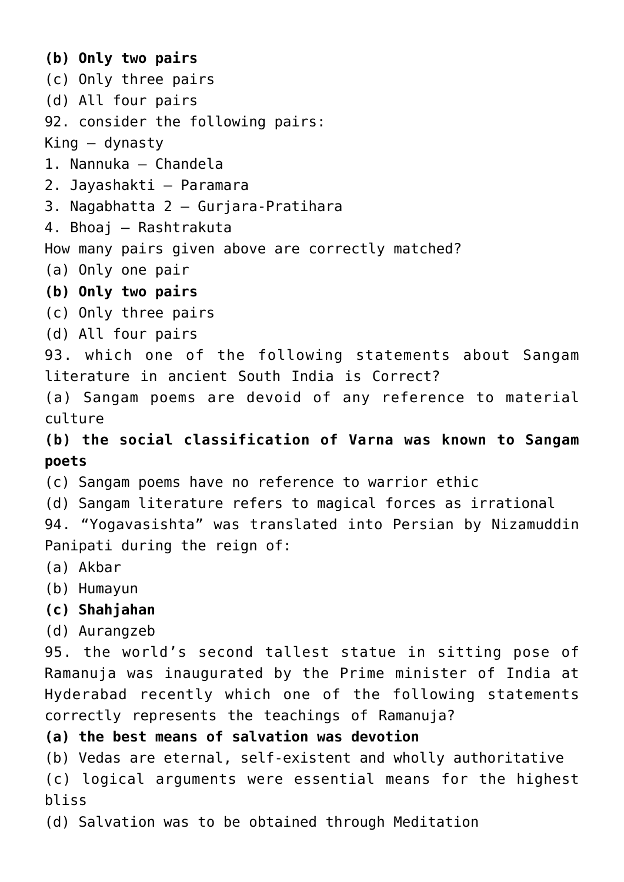**(b) Only two pairs**

(c) Only three pairs

(d) All four pairs

92. consider the following pairs:

King – dynasty

1. Nannuka – Chandela
2. Jayashakti – Paramara
3. Nagabhatta 2 – Gurjara-Pratihara
4. Bhoaj – Rashtrakuta

How many pairs given above are correctly matched?

(a) Only one pair

**(b) Only two pairs**

(c) Only three pairs

(d) All four pairs

93. which one of the following statements about Sangam literature in ancient South India is Correct?

(a) Sangam poems are devoid of any reference to material culture

**(b) the social classification of Varna was known to Sangam poets**

(c) Sangam poems have no reference to warrior ethic

(d) Sangam literature refers to magical forces as irrational

94. "Yogavasishta" was translated into Persian by Nizamuddin Panipati during the reign of:

(a) Akbar

(b) Humayun

**(c) Shahjahan**

(d) Aurangzeb

95. the world's second tallest statue in sitting pose of Ramanuja was inaugurated by the Prime minister of India at Hyderabad recently which one of the following statements correctly represents the teachings of Ramanuja?

**(a) the best means of salvation was devotion**

(b) Vedas are eternal, self-existent and wholly authoritative

(c) logical arguments were essential means for the highest bliss

(d) Salvation was to be obtained through Meditation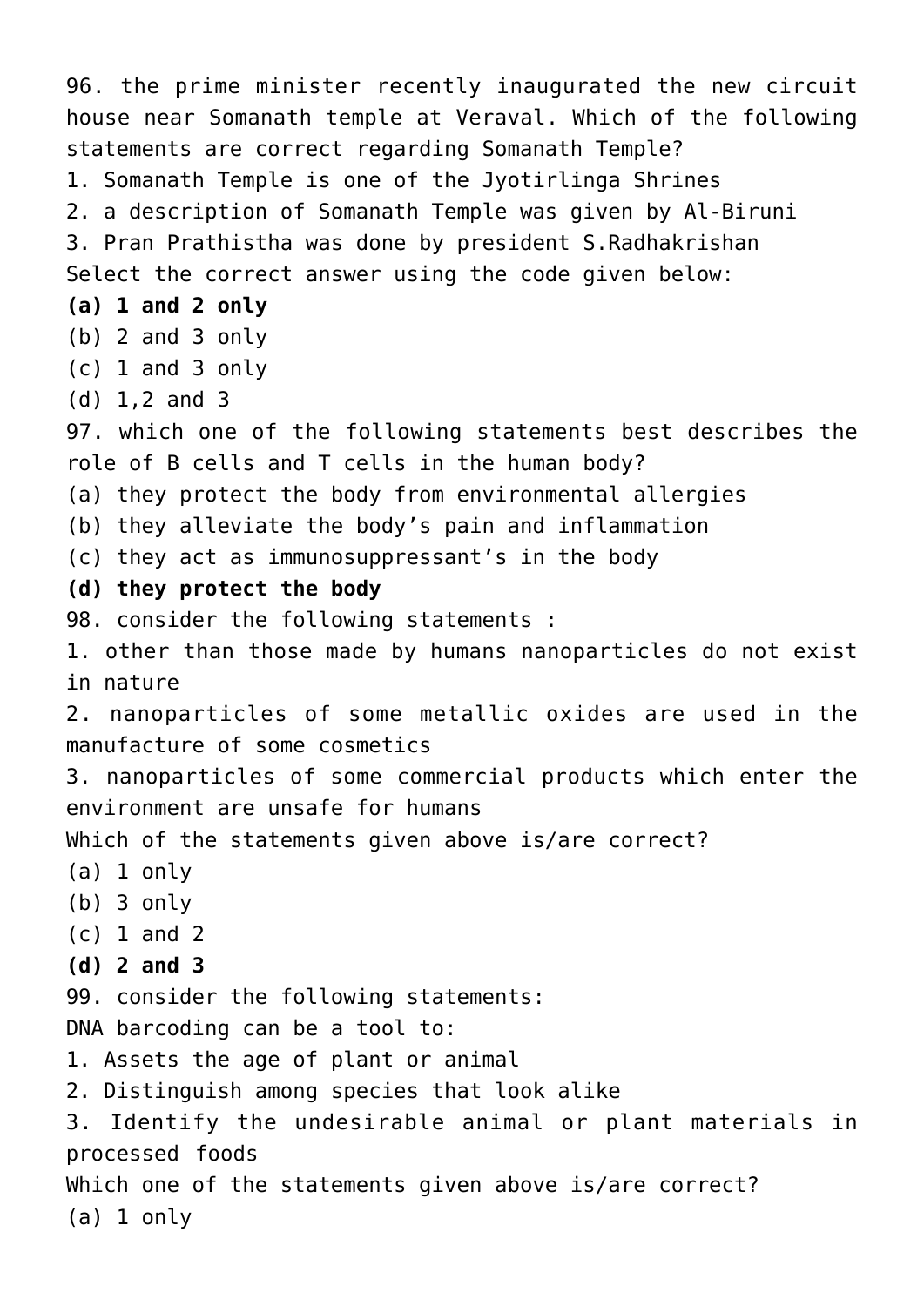96. the prime minister recently inaugurated the new circuit house near Somanath temple at Veraval. Which of the following statements are correct regarding Somanath Temple?

1. Somanath Temple is one of the Jyotirlinga Shrines
2. a description of Somanath Temple was given by Al-Biruni
3. Pran Prathistha was done by president S.Radhakrishan

Select the correct answer using the code given below:

**(a) 1 and 2 only**

(b) 2 and 3 only

(c) 1 and 3 only

(d) 1,2 and 3

97. which one of the following statements best describes the role of B cells and T cells in the human body?

(a) they protect the body from environmental allergies

(b) they alleviate the body's pain and inflammation

(c) they act as immunosuppressant's in the body

**(d) they protect the body**

98. consider the following statements :

1. other than those made by humans nanoparticles do not exist in nature
2. nanoparticles of some metallic oxides are used in the manufacture of some cosmetics
3. nanoparticles of some commercial products which enter the environment are unsafe for humans

Which of the statements given above is/are correct?

(a) 1 only

(b) 3 only

(c) 1 and 2

**(d) 2 and 3**

99. consider the following statements:

DNA barcoding can be a tool to:

1. Assets the age of plant or animal
2. Distinguish among species that look alike
3. Identify the undesirable animal or plant materials in processed foods

Which one of the statements given above is/are correct?

(a) 1 only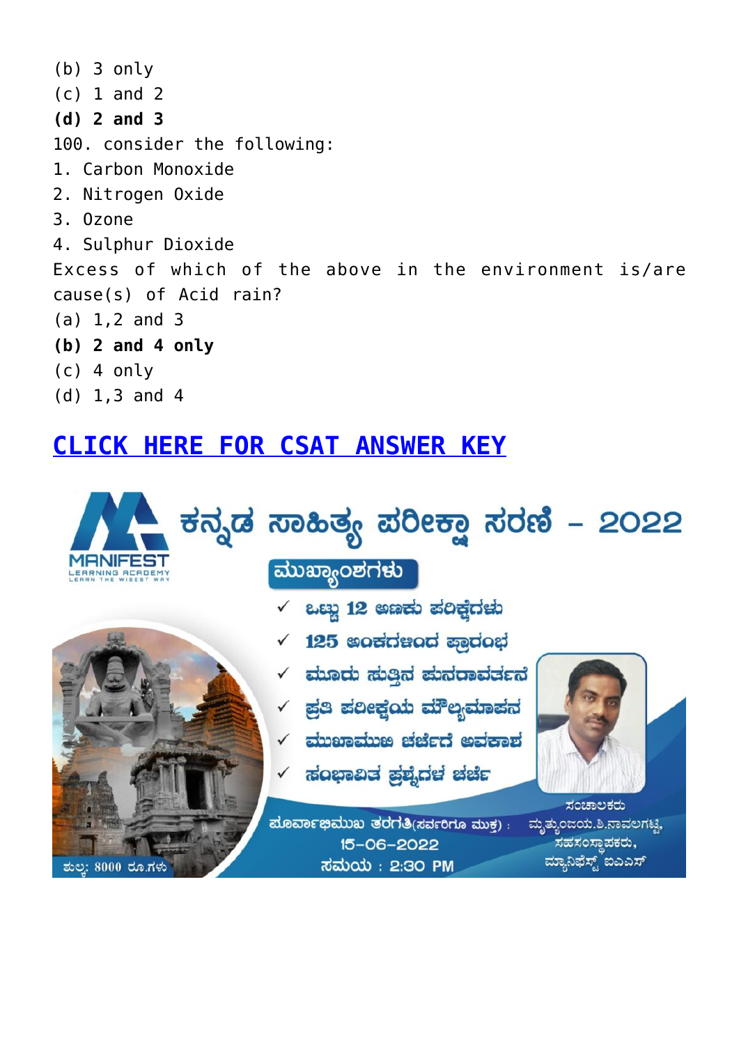(b) 3 only
(c) 1 and 2
**(d) 2 and 3**

100. consider the following:

1. Carbon Monoxide
2. Nitrogen Oxide
3. Ozone
4. Sulphur Dioxide

Excess of which of the above in the environment is/are cause(s) of Acid rain?

(a) 1,2 and 3
**(b) 2 and 4 only**
(c) 4 only
(d) 1,3 and 4

## CLICK HERE FOR CSAT ANSWER KEY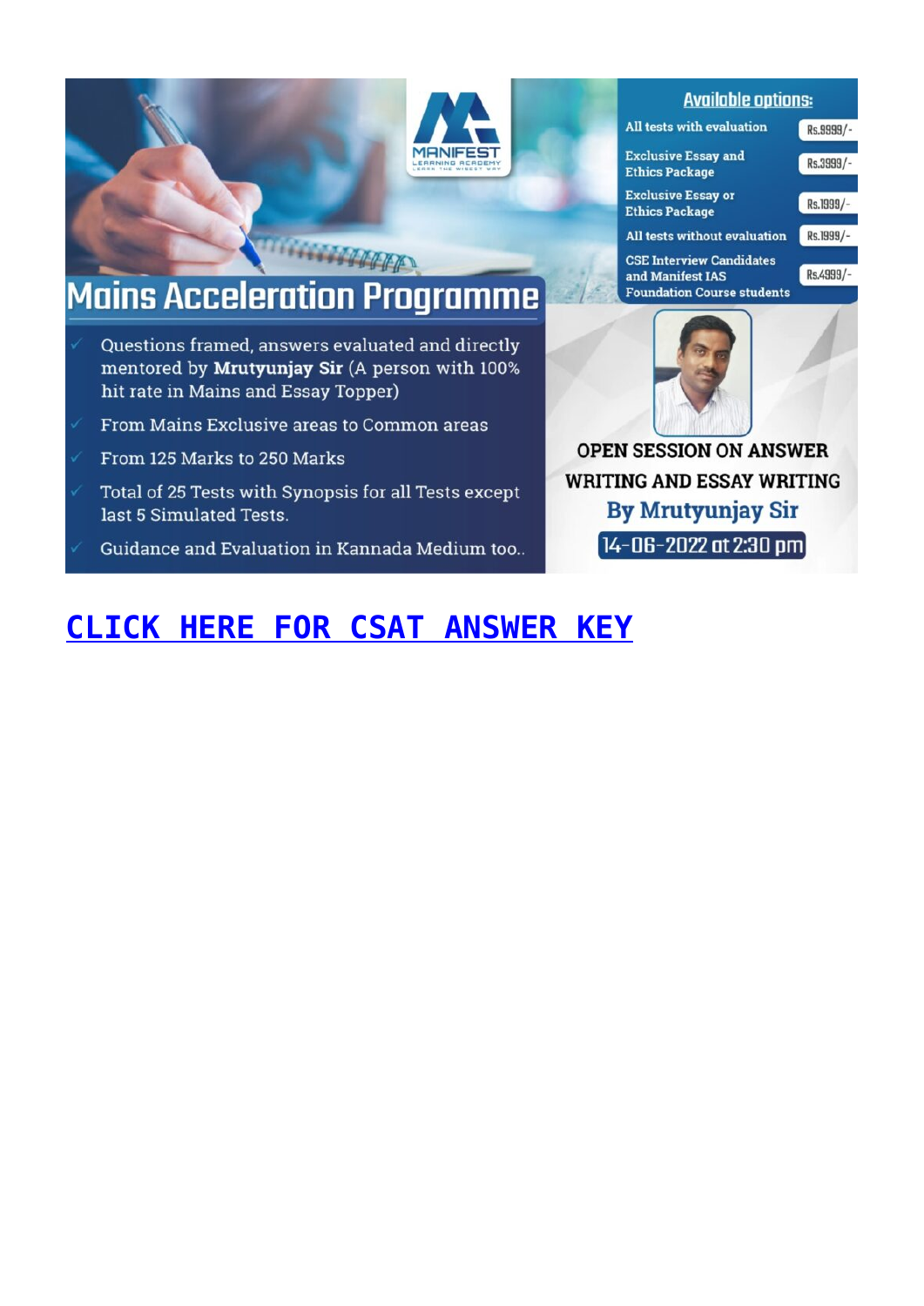# Mains Acceleration Programme

MANIFEST LEARNING ACADEMY

- Questions framed, answers evaluated and directly mentored by **Mrutyunjay Sir** (A person with 100% hit rate in Mains and Essay Topper)
- From Mains Exclusive areas to Common areas
- From 125 Marks to 250 Marks
- Total of 25 Tests with Synopsis for all Tests except last 5 Simulated Tests.
- Guidance and Evaluation in Kannada Medium too..

**Available options:**

| | |
|---|---|
| All tests with evaluation | Rs.9999/- |
| Exclusive Essay and Ethics Package | Rs.3999/- |
| Exclusive Essay or Ethics Package | Rs.1999/- |
| All tests without evaluation | Rs.1999/- |
| CSE Interview Candidates and Manifest IAS Foundation Course students | Rs.4999/- |

OPEN SESSION ON ANSWER WRITING AND ESSAY WRITING

By Mrutyunjay Sir

14-06-2022 at 2:30 pm

## CLICK HERE FOR CSAT ANSWER KEY